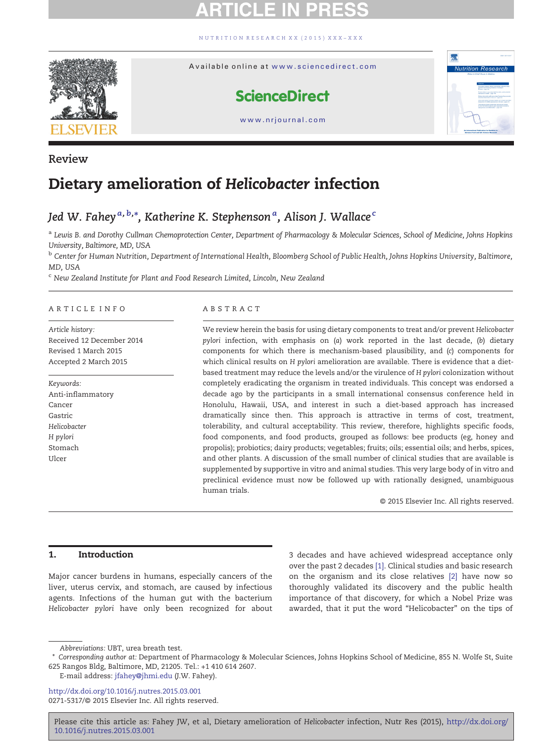Review

# Dietary amelioration of *Helicobacter* infection

*Jed W. Fahey* [a,b,*], *Katherine K. Stephenson* [a], *Alison J. Wallace* [c]

[a] Lewis B. and Dorothy Cullman Chemoprotection Center, Department of Pharmacology & Molecular Sciences, School of Medicine, Johns Hopkins University, Baltimore, MD, USA

[b] Center for Human Nutrition, Department of International Health, Bloomberg School of Public Health, Johns Hopkins University, Baltimore, MD, USA

[c] New Zealand Institute for Plant and Food Research Limited, Lincoln, New Zealand

## ARTICLE INFO

*Article history:*
Received 12 December 2014
Revised 1 March 2015
Accepted 2 March 2015

*Keywords:*
Anti-inflammatory
Cancer
Gastric
*Helicobacter*
*H pylori*
Stomach
Ulcer

## ABSTRACT

We review herein the basis for using dietary components to treat and/or prevent *Helicobacter pylori* infection, with emphasis on (*a*) work reported in the last decade, (*b*) dietary components for which there is mechanism-based plausibility, and (*c*) components for which clinical results on *H pylori* amelioration are available. There is evidence that a diet-based treatment may reduce the levels and/or the virulence of *H pylori* colonization without completely eradicating the organism in treated individuals. This concept was endorsed a decade ago by the participants in a small international consensus conference held in Honolulu, Hawaii, USA, and interest in such a diet-based approach has increased dramatically since then. This approach is attractive in terms of cost, treatment, tolerability, and cultural acceptability. This review, therefore, highlights specific foods, food components, and food products, grouped as follows: bee products (eg, honey and propolis); probiotics; dairy products; vegetables; fruits; oils; essential oils; and herbs, spices, and other plants. A discussion of the small number of clinical studies that are available is supplemented by supportive in vitro and animal studies. This very large body of in vitro and preclinical evidence must now be followed up with rationally designed, unambiguous human trials.

© 2015 Elsevier Inc. All rights reserved.

## 1. Introduction

Major cancer burdens in humans, especially cancers of the liver, uterus cervix, and stomach, are caused by infectious agents. Infections of the human gut with the bacterium *Helicobacter pylori* have only been recognized for about 3 decades and have achieved widespread acceptance only over the past 2 decades [1]. Clinical studies and basic research on the organism and its close relatives [2] have now so thoroughly validated its discovery and the public health importance of that discovery, for which a Nobel Prize was awarded, that it put the word "Helicobacter" on the tips of

---

*Abbreviations:* UBT, urea breath test.

\* *Corresponding author at:* Department of Pharmacology & Molecular Sciences, Johns Hopkins School of Medicine, 855 N. Wolfe St, Suite 625 Rangos Bldg, Baltimore, MD, 21205. Tel.: +1 410 614 2607.

E-mail address: jfahey@jhmi.edu (J.W. Fahey).

http://dx.doi.org/10.1016/j.nutres.2015.03.001
0271-5317/© 2015 Elsevier Inc. All rights reserved.

Please cite this article as: Fahey JW, et al, Dietary amelioration of *Helicobacter* infection, Nutr Res (2015), http://dx.doi.org/10.1016/j.nutres.2015.03.001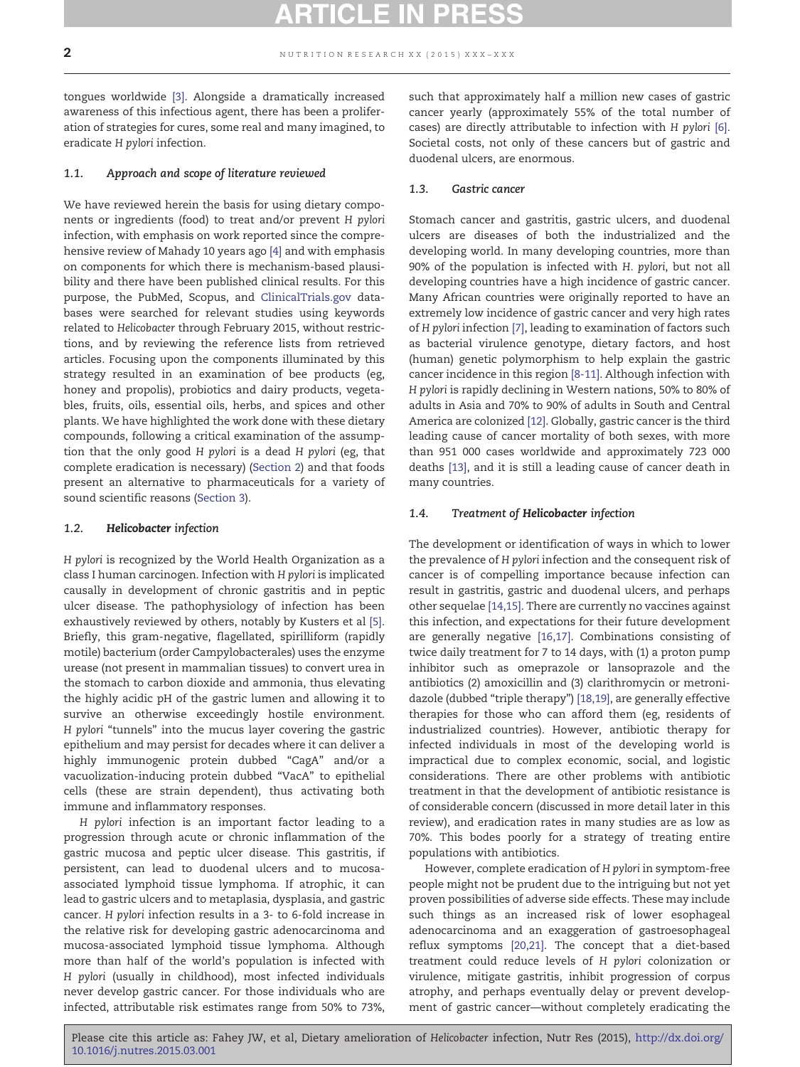tongues worldwide [3]. Alongside a dramatically increased awareness of this infectious agent, there has been a proliferation of strategies for cures, some real and many imagined, to eradicate *H pylori* infection.

### 1.1. Approach and scope of literature reviewed

We have reviewed herein the basis for using dietary components or ingredients (food) to treat and/or prevent *H pylori* infection, with emphasis on work reported since the comprehensive review of Mahady 10 years ago [4] and with emphasis on components for which there is mechanism-based plausibility and there have been published clinical results. For this purpose, the PubMed, Scopus, and ClinicalTrials.gov databases were searched for relevant studies using keywords related to *Helicobacter* through February 2015, without restrictions, and by reviewing the reference lists from retrieved articles. Focusing upon the components illuminated by this strategy resulted in an examination of bee products (eg, honey and propolis), probiotics and dairy products, vegetables, fruits, oils, essential oils, herbs, and spices and other plants. We have highlighted the work done with these dietary compounds, following a critical examination of the assumption that the only good *H pylori* is a dead *H pylori* (eg, that complete eradication is necessary) (Section 2) and that foods present an alternative to pharmaceuticals for a variety of sound scientific reasons (Section 3).

### 1.2. *Helicobacter* infection

*H pylori* is recognized by the World Health Organization as a class I human carcinogen. Infection with *H pylori* is implicated causally in development of chronic gastritis and in peptic ulcer disease. The pathophysiology of infection has been exhaustively reviewed by others, notably by Kusters et al [5]. Briefly, this gram-negative, flagellated, spirilliform (rapidly motile) bacterium (order Campylobacterales) uses the enzyme urease (not present in mammalian tissues) to convert urea in the stomach to carbon dioxide and ammonia, thus elevating the highly acidic pH of the gastric lumen and allowing it to survive an otherwise exceedingly hostile environment. *H pylori* "tunnels" into the mucus layer covering the gastric epithelium and may persist for decades where it can deliver a highly immunogenic protein dubbed "CagA" and/or a vacuolization-inducing protein dubbed "VacA" to epithelial cells (these are strain dependent), thus activating both immune and inflammatory responses.

*H pylori* infection is an important factor leading to a progression through acute or chronic inflammation of the gastric mucosa and peptic ulcer disease. This gastritis, if persistent, can lead to duodenal ulcers and to mucosa-associated lymphoid tissue lymphoma. If atrophic, it can lead to gastric ulcers and to metaplasia, dysplasia, and gastric cancer. *H pylori* infection results in a 3- to 6-fold increase in the relative risk for developing gastric adenocarcinoma and mucosa-associated lymphoid tissue lymphoma. Although more than half of the world's population is infected with *H pylori* (usually in childhood), most infected individuals never develop gastric cancer. For those individuals who are infected, attributable risk estimates range from 50% to 73%, such that approximately half a million new cases of gastric cancer yearly (approximately 55% of the total number of cases) are directly attributable to infection with *H pylori* [6]. Societal costs, not only of these cancers but of gastric and duodenal ulcers, are enormous.

### 1.3. Gastric cancer

Stomach cancer and gastritis, gastric ulcers, and duodenal ulcers are diseases of both the industrialized and the developing world. In many developing countries, more than 90% of the population is infected with *H. pylori*, but not all developing countries have a high incidence of gastric cancer. Many African countries were originally reported to have an extremely low incidence of gastric cancer and very high rates of *H pylori* infection [7], leading to examination of factors such as bacterial virulence genotype, dietary factors, and host (human) genetic polymorphism to help explain the gastric cancer incidence in this region [8-11]. Although infection with *H pylori* is rapidly declining in Western nations, 50% to 80% of adults in Asia and 70% to 90% of adults in South and Central America are colonized [12]. Globally, gastric cancer is the third leading cause of cancer mortality of both sexes, with more than 951 000 cases worldwide and approximately 723 000 deaths [13], and it is still a leading cause of cancer death in many countries.

### 1.4. Treatment of *Helicobacter* infection

The development or identification of ways in which to lower the prevalence of *H pylori* infection and the consequent risk of cancer is of compelling importance because infection can result in gastritis, gastric and duodenal ulcers, and perhaps other sequelae [14,15]. There are currently no vaccines against this infection, and expectations for their future development are generally negative [16,17]. Combinations consisting of twice daily treatment for 7 to 14 days, with (1) a proton pump inhibitor such as omeprazole or lansoprazole and the antibiotics (2) amoxicillin and (3) clarithromycin or metronidazole (dubbed "triple therapy") [18,19], are generally effective therapies for those who can afford them (eg, residents of industrialized countries). However, antibiotic therapy for infected individuals in most of the developing world is impractical due to complex economic, social, and logistic considerations. There are other problems with antibiotic treatment in that the development of antibiotic resistance is of considerable concern (discussed in more detail later in this review), and eradication rates in many studies are as low as 70%. This bodes poorly for a strategy of treating entire populations with antibiotics.

However, complete eradication of *H pylori* in symptom-free people might not be prudent due to the intriguing but not yet proven possibilities of adverse side effects. These may include such things as an increased risk of lower esophageal adenocarcinoma and an exaggeration of gastroesophageal reflux symptoms [20,21]. The concept that a diet-based treatment could reduce levels of *H pylori* colonization or virulence, mitigate gastritis, inhibit progression of corpus atrophy, and perhaps eventually delay or prevent development of gastric cancer—without completely eradicating the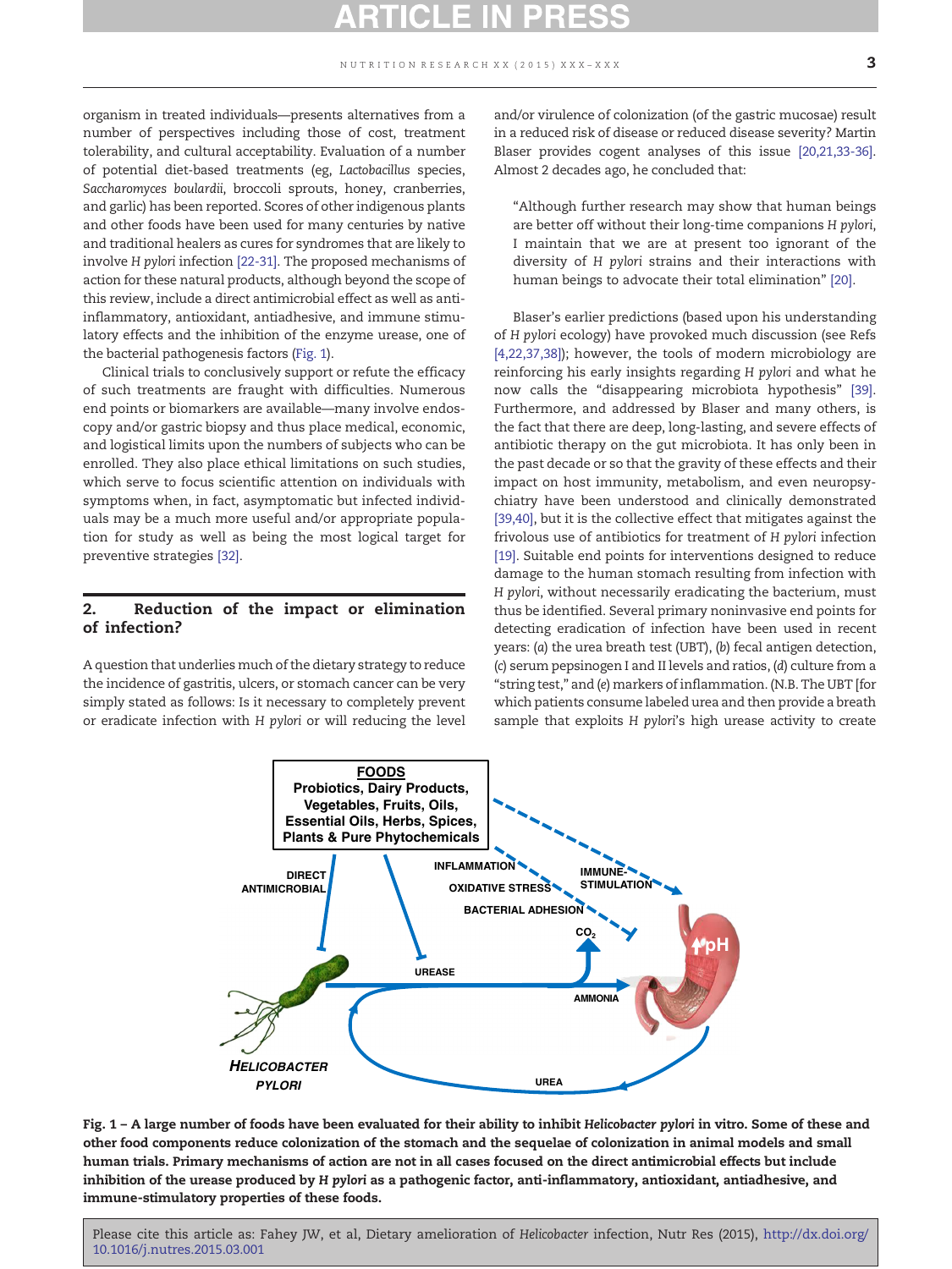organism in treated individuals—presents alternatives from a number of perspectives including those of cost, treatment tolerability, and cultural acceptability. Evaluation of a number of potential diet-based treatments (eg, *Lactobacillus* species, *Saccharomyces boulardii*, broccoli sprouts, honey, cranberries, and garlic) has been reported. Scores of other indigenous plants and other foods have been used for many centuries by native and traditional healers as cures for syndromes that are likely to involve *H pylori* infection [22-31]. The proposed mechanisms of action for these natural products, although beyond the scope of this review, include a direct antimicrobial effect as well as anti-inflammatory, antioxidant, antiadhesive, and immune stimulatory effects and the inhibition of the enzyme urease, one of the bacterial pathogenesis factors (Fig. 1).

Clinical trials to conclusively support or refute the efficacy of such treatments are fraught with difficulties. Numerous end points or biomarkers are available—many involve endoscopy and/or gastric biopsy and thus place medical, economic, and logistical limits upon the numbers of subjects who can be enrolled. They also place ethical limitations on such studies, which serve to focus scientific attention on individuals with symptoms when, in fact, asymptomatic but infected individuals may be a much more useful and/or appropriate population for study as well as being the most logical target for preventive strategies [32].

## 2. Reduction of the impact or elimination of infection?

A question that underlies much of the dietary strategy to reduce the incidence of gastritis, ulcers, or stomach cancer can be very simply stated as follows: Is it necessary to completely prevent or eradicate infection with *H pylori* or will reducing the level and/or virulence of colonization (of the gastric mucosae) result in a reduced risk of disease or reduced disease severity? Martin Blaser provides cogent analyses of this issue [20,21,33-36]. Almost 2 decades ago, he concluded that:

> "Although further research may show that human beings are better off without their long-time companions *H pylori*, I maintain that we are at present too ignorant of the diversity of *H pylori* strains and their interactions with human beings to advocate their total elimination" [20].

Blaser's earlier predictions (based upon his understanding of *H pylori* ecology) have provoked much discussion (see Refs [4,22,37,38]); however, the tools of modern microbiology are reinforcing his early insights regarding *H pylori* and what he now calls the "disappearing microbiota hypothesis" [39]. Furthermore, and addressed by Blaser and many others, is the fact that there are deep, long-lasting, and severe effects of antibiotic therapy on the gut microbiota. It has only been in the past decade or so that the gravity of these effects and their impact on host immunity, metabolism, and even neuropsychiatry have been understood and clinically demonstrated [39,40], but it is the collective effect that mitigates against the frivolous use of antibiotics for treatment of *H pylori* infection [19]. Suitable end points for interventions designed to reduce damage to the human stomach resulting from infection with *H pylori*, without necessarily eradicating the bacterium, must thus be identified. Several primary noninvasive end points for detecting eradication of infection have been used in recent years: (*a*) the urea breath test (UBT), (*b*) fecal antigen detection, (*c*) serum pepsinogen I and II levels and ratios, (*d*) culture from a "string test," and (*e*) markers of inflammation. (N.B. The UBT [for which patients consume labeled urea and then provide a breath sample that exploits *H pylori*'s high urease activity to create

**Fig. 1 – A large number of foods have been evaluated for their ability to inhibit *Helicobacter pylori* in vitro. Some of these and other food components reduce colonization of the stomach and the sequelae of colonization in animal models and small human trials. Primary mechanisms of action are not in all cases focused on the direct antimicrobial effects but include inhibition of the urease produced by *H pylori* as a pathogenic factor, anti-inflammatory, antioxidant, antiadhesive, and immune-stimulatory properties of these foods.**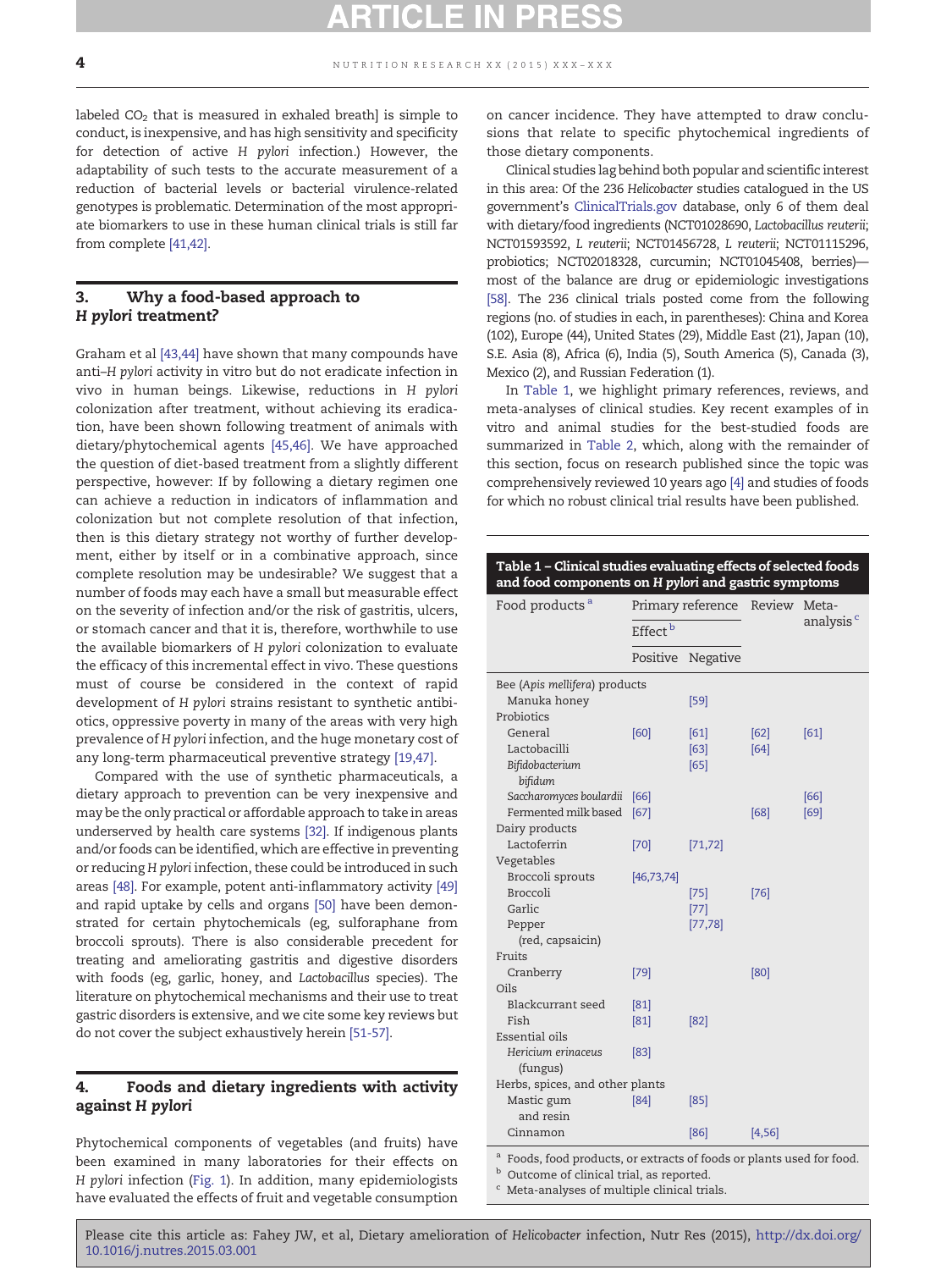labeled $CO_2$ that is measured in exhaled breath] is simple to conduct, is inexpensive, and has high sensitivity and specificity for detection of active *H pylori* infection.) However, the adaptability of such tests to the accurate measurement of a reduction of bacterial levels or bacterial virulence-related genotypes is problematic. Determination of the most appropriate biomarkers to use in these human clinical trials is still far from complete [41,42].

## 3. Why a food-based approach to *H pylori* treatment?

Graham et al [43,44] have shown that many compounds have anti–*H pylori* activity in vitro but do not eradicate infection in vivo in human beings. Likewise, reductions in *H pylori* colonization after treatment, without achieving its eradication, have been shown following treatment of animals with dietary/phytochemical agents [45,46]. We have approached the question of diet-based treatment from a slightly different perspective, however: If by following a dietary regimen one can achieve a reduction in indicators of inflammation and colonization but not complete resolution of that infection, then is this dietary strategy not worthy of further development, either by itself or in a combinative approach, since complete resolution may be undesirable? We suggest that a number of foods may each have a small but measurable effect on the severity of infection and/or the risk of gastritis, ulcers, or stomach cancer and that it is, therefore, worthwhile to use the available biomarkers of *H pylori* colonization to evaluate the efficacy of this incremental effect in vivo. These questions must of course be considered in the context of rapid development of *H pylori* strains resistant to synthetic antibiotics, oppressive poverty in many of the areas with very high prevalence of *H pylori* infection, and the huge monetary cost of any long-term pharmaceutical preventive strategy [19,47].

Compared with the use of synthetic pharmaceuticals, a dietary approach to prevention can be very inexpensive and may be the only practical or affordable approach to take in areas underserved by health care systems [32]. If indigenous plants and/or foods can be identified, which are effective in preventing or reducing *H pylori* infection, these could be introduced in such areas [48]. For example, potent anti-inflammatory activity [49] and rapid uptake by cells and organs [50] have been demonstrated for certain phytochemicals (eg, sulforaphane from broccoli sprouts). There is also considerable precedent for treating and ameliorating gastritis and digestive disorders with foods (eg, garlic, honey, and *Lactobacillus* species). The literature on phytochemical mechanisms and their use to treat gastric disorders is extensive, and we cite some key reviews but do not cover the subject exhaustively herein [51-57].

## 4. Foods and dietary ingredients with activity against *H pylori*

Phytochemical components of vegetables (and fruits) have been examined in many laboratories for their effects on *H pylori* infection (Fig. 1). In addition, many epidemiologists have evaluated the effects of fruit and vegetable consumption on cancer incidence. They have attempted to draw conclusions that relate to specific phytochemical ingredients of those dietary components.

Clinical studies lag behind both popular and scientific interest in this area: Of the 236 *Helicobacter* studies catalogued in the US government's ClinicalTrials.gov database, only 6 of them deal with dietary/food ingredients (NCT01028690, *Lactobacillus reuterii*; NCT01593592, *L reuterii*; NCT01456728, *L reuterii*; NCT01115296, probiotics; NCT02018328, curcumin; NCT01045408, berries)—most of the balance are drug or epidemiologic investigations [58]. The 236 clinical trials posted come from the following regions (no. of studies in each, in parentheses): China and Korea (102), Europe (44), United States (29), Middle East (21), Japan (10), S.E. Asia (8), Africa (6), India (5), South America (5), Canada (3), Mexico (2), and Russian Federation (1).

In Table 1, we highlight primary references, reviews, and meta-analyses of clinical studies. Key recent examples of in vitro and animal studies for the best-studied foods are summarized in Table 2, which, along with the remainder of this section, focus on research published since the topic was comprehensively reviewed 10 years ago [4] and studies of foods for which no robust clinical trial results have been published.

**Table 1 – Clinical studies evaluating effects of selected foods and food components on *H pylori* and gastric symptoms**

| Food products [a] | Primary reference | | Review | Meta-analysis [c] |
|---|---|---|---|---|
| | Effect [b] | | | |
| | Positive | Negative | | |
| Bee (*Apis mellifera*) products | | | | |
| Manuka honey | | [59] | | |
| Probiotics | | | | |
| General | [60] | [61] | [62] | [61] |
| Lactobacilli | | [63] | [64] | |
| *Bifidobacterium bifidum* | | [65] | | |
| *Saccharomyces boulardii* | [66] | | | [66] |
| Fermented milk based | [67] | | [68] | [69] |
| Dairy products | | | | |
| Lactoferrin | [70] | [71,72] | | |
| Vegetables | | | | |
| Broccoli sprouts | [46,73,74] | | | |
| Broccoli | | [75] | [76] | |
| Garlic | | [77] | | |
| Pepper (red, capsaicin) | | [77,78] | | |
| Fruits | | | | |
| Cranberry | [79] | | [80] | |
| Oils | | | | |
| Blackcurrant seed | [81] | | | |
| Fish | [81] | [82] | | |
| Essential oils | | | | |
| *Hericium erinaceus* (fungus) | [83] | | | |
| Herbs, spices, and other plants | | | | |
| Mastic gum and resin | [84] | [85] | | |
| Cinnamon | | [86] | [4,56] | |

[a] Foods, food products, or extracts of foods or plants used for food.
[b] Outcome of clinical trial, as reported.
[c] Meta-analyses of multiple clinical trials.

Please cite this article as: Fahey JW, et al, Dietary amelioration of *Helicobacter* infection, Nutr Res (2015), http://dx.doi.org/10.1016/j.nutres.2015.03.001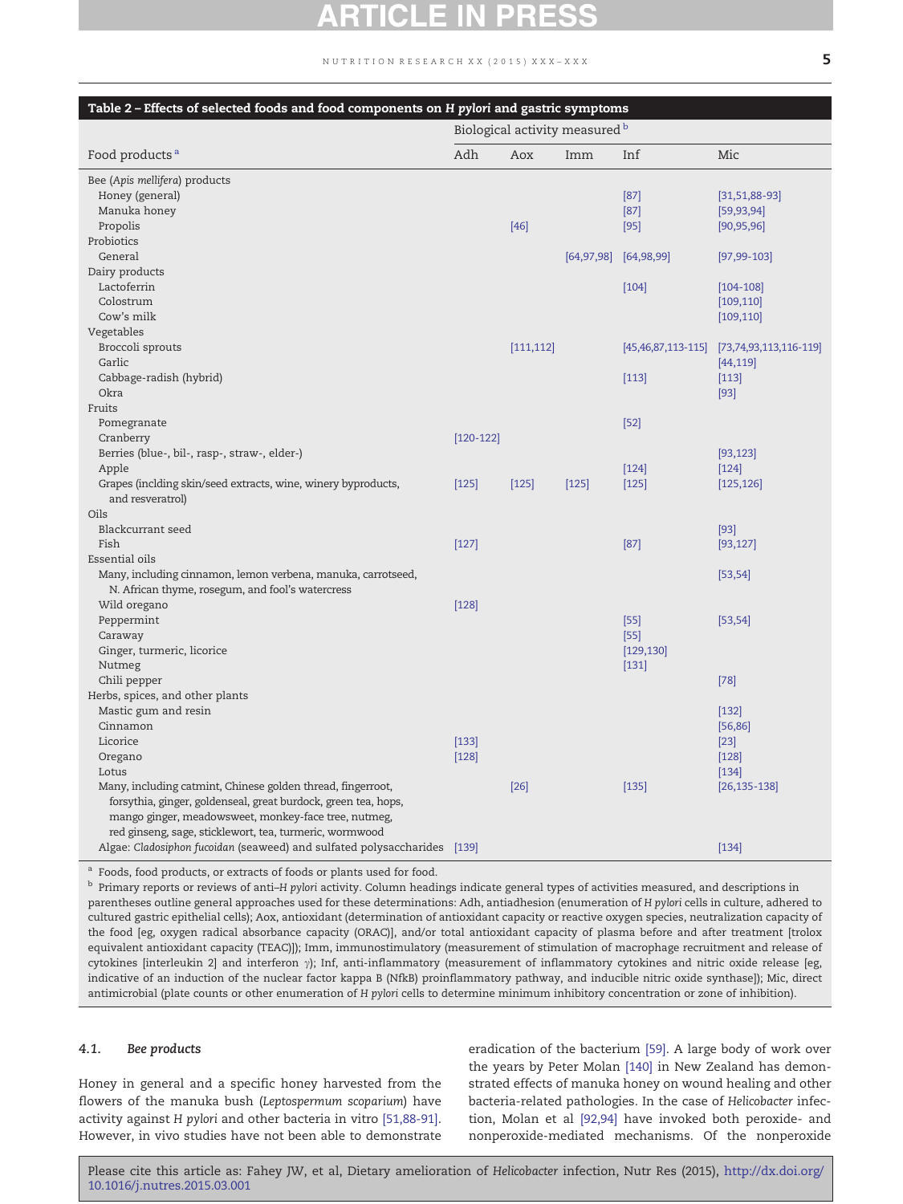**Table 2 – Effects of selected foods and food components on *H pylori* and gastric symptoms**

| Food products [a] | Biological activity measured [b] | | | | |
|---|---|---|---|---|---|
| | Adh | Aox | Imm | Inf | Mic |
| Bee (*Apis mellifera*) products | | | | | |
| Honey (general) | | | | [87] | [31,51,88-93] |
| Manuka honey | | | | [87] | [59,93,94] |
| Propolis | | [46] | | [95] | [90,95,96] |
| Probiotics | | | | | |
| General | | | [64,97,98] | [64,98,99] | [97,99-103] |
| Dairy products | | | | | |
| Lactoferrin | | | | [104] | [104-108] |
| Colostrum | | | | | [109,110] |
| Cow's milk | | | | | [109,110] |
| Vegetables | | | | | |
| Broccoli sprouts | | [111,112] | | [45,46,87,113-115] | [73,74,93,113,116-119] |
| Garlic | | | | | [44,119] |
| Cabbage-radish (hybrid) | | | | [113] | [113] |
| Okra | | | | | [93] |
| Fruits | | | | | |
| Pomegranate | | | | [52] | |
| Cranberry | [120-122] | | | | |
| Berries (blue-, bil-, rasp-, straw-, elder-) | | | | | [93,123] |
| Apple | | | | [124] | [124] |
| Grapes (inclding skin/seed extracts, wine, winery byproducts, and resveratrol) | [125] | [125] | [125] | [125] | [125,126] |
| Oils | | | | | |
| Blackcurrant seed | | | | | [93] |
| Fish | [127] | | | [87] | [93,127] |
| Essential oils | | | | | |
| Many, including cinnamon, lemon verbena, manuka, carrotseed, N. African thyme, rosegum, and fool's watercress | | | | | [53,54] |
| Wild oregano | [128] | | | | |
| Peppermint | | | | [55] | [53,54] |
| Caraway | | | | [55] | |
| Ginger, turmeric, licorice | | | | [129,130] | |
| Nutmeg | | | | [131] | |
| Chili pepper | | | | | [78] |
| Herbs, spices, and other plants | | | | | |
| Mastic gum and resin | | | | | [132] |
| Cinnamon | | | | | [56,86] |
| Licorice | [133] | | | | [23] |
| Oregano | [128] | | | | [128] |
| Lotus | | | | | [134] |
| Many, including catmint, Chinese golden thread, fingerroot, forsythia, ginger, goldenseal, great burdock, green tea, hops, mango ginger, meadowsweet, monkey-face tree, nutmeg, red ginseng, sage, sticklewort, tea, turmeric, wormwood | | [26] | | [135] | [26,135-138] |
| Algae: *Cladosiphon fucoidan* (seaweed) and sulfated polysaccharides | [139] | | | | [134] |

[a] Foods, food products, or extracts of foods or plants used for food.

[b] Primary reports or reviews of anti–*H pylori* activity. Column headings indicate general types of activities measured, and descriptions in parentheses outline general approaches used for these determinations: Adh, antiadhesion (enumeration of *H pylori* cells in culture, adhered to cultured gastric epithelial cells); Aox, antioxidant (determination of antioxidant capacity or reactive oxygen species, neutralization capacity of the food [eg, oxygen radical absorbance capacity (ORAC)], and/or total antioxidant capacity of plasma before and after treatment [trolox equivalent antioxidant capacity (TEAC)]); Imm, immunostimulatory (measurement of stimulation of macrophage recruitment and release of cytokines [interleukin 2] and interferon $\gamma$); Inf, anti-inflammatory (measurement of inflammatory cytokines and nitric oxide release [eg, indicative of an induction of the nuclear factor kappa B (NfkB) proinflammatory pathway, and inducible nitric oxide synthase]); Mic, direct antimicrobial (plate counts or other enumeration of *H pylori* cells to determine minimum inhibitory concentration or zone of inhibition).

### 4.1. *Bee products*

Honey in general and a specific honey harvested from the flowers of the manuka bush (*Leptospermum scoparium*) have activity against *H pylori* and other bacteria in vitro [51,88-91]. However, in vivo studies have not been able to demonstrate eradication of the bacterium [59]. A large body of work over the years by Peter Molan [140] in New Zealand has demonstrated effects of manuka honey on wound healing and other bacteria-related pathologies. In the case of *Helicobacter* infection, Molan et al [92,94] have invoked both peroxide- and nonperoxide-mediated mechanisms. Of the nonperoxide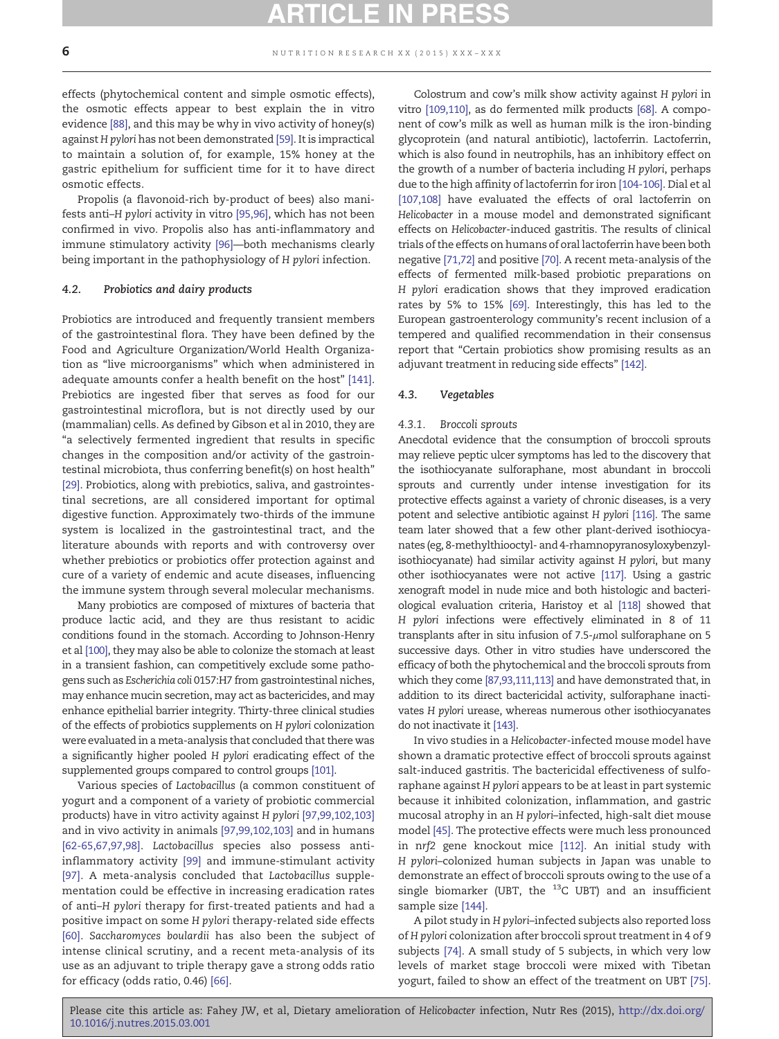effects (phytochemical content and simple osmotic effects), the osmotic effects appear to best explain the in vitro evidence [88], and this may be why in vivo activity of honey(s) against *H pylori* has not been demonstrated [59]. It is impractical to maintain a solution of, for example, 15% honey at the gastric epithelium for sufficient time for it to have direct osmotic effects.

Propolis (a flavonoid-rich by-product of bees) also manifests anti–*H pylori* activity in vitro [95,96], which has not been confirmed in vivo. Propolis also has anti-inflammatory and immune stimulatory activity [96]—both mechanisms clearly being important in the pathophysiology of *H pylori* infection.

### 4.2. Probiotics and dairy products

Probiotics are introduced and frequently transient members of the gastrointestinal flora. They have been defined by the Food and Agriculture Organization/World Health Organization as "live microorganisms" which when administered in adequate amounts confer a health benefit on the host" [141]. Prebiotics are ingested fiber that serves as food for our gastrointestinal microflora, but is not directly used by our (mammalian) cells. As defined by Gibson et al in 2010, they are "a selectively fermented ingredient that results in specific changes in the composition and/or activity of the gastrointestinal microbiota, thus conferring benefit(s) on host health" [29]. Probiotics, along with prebiotics, saliva, and gastrointestinal secretions, are all considered important for optimal digestive function. Approximately two-thirds of the immune system is localized in the gastrointestinal tract, and the literature abounds with reports and with controversy over whether prebiotics or probiotics offer protection against and cure of a variety of endemic and acute diseases, influencing the immune system through several molecular mechanisms.

Many probiotics are composed of mixtures of bacteria that produce lactic acid, and they are thus resistant to acidic conditions found in the stomach. According to Johnson-Henry et al [100], they may also be able to colonize the stomach at least in a transient fashion, can competitively exclude some pathogens such as *Escherichia coli* 0157:H7 from gastrointestinal niches, may enhance mucin secretion, may act as bactericides, and may enhance epithelial barrier integrity. Thirty-three clinical studies of the effects of probiotics supplements on *H pylori* colonization were evaluated in a meta-analysis that concluded that there was a significantly higher pooled *H pylori* eradicating effect of the supplemented groups compared to control groups [101].

Various species of *Lactobacillus* (a common constituent of yogurt and a component of a variety of probiotic commercial products) have in vitro activity against *H pylori* [97,99,102,103] and in vivo activity in animals [97,99,102,103] and in humans [62-65,67,97,98]. *Lactobacillus* species also possess anti-inflammatory activity [99] and immune-stimulant activity [97]. A meta-analysis concluded that *Lactobacillus* supplementation could be effective in increasing eradication rates of anti–*H pylori* therapy for first-treated patients and had a positive impact on some *H pylori* therapy-related side effects [60]. *Saccharomyces boulardii* has also been the subject of intense clinical scrutiny, and a recent meta-analysis of its use as an adjuvant to triple therapy gave a strong odds ratio for efficacy (odds ratio, 0.46) [66].

Colostrum and cow's milk show activity against *H pylori* in vitro [109,110], as do fermented milk products [68]. A component of cow's milk as well as human milk is the iron-binding glycoprotein (and natural antibiotic), lactoferrin. Lactoferrin, which is also found in neutrophils, has an inhibitory effect on the growth of a number of bacteria including *H pylori*, perhaps due to the high affinity of lactoferrin for iron [104-106]. Dial et al [107,108] have evaluated the effects of oral lactoferrin on *Helicobacter* in a mouse model and demonstrated significant effects on *Helicobacter*-induced gastritis. The results of clinical trials of the effects on humans of oral lactoferrin have been both negative [71,72] and positive [70]. A recent meta-analysis of the effects of fermented milk-based probiotic preparations on *H pylori* eradication shows that they improved eradication rates by 5% to 15% [69]. Interestingly, this has led to the European gastroenterology community's recent inclusion of a tempered and qualified recommendation in their consensus report that "Certain probiotics show promising results as an adjuvant treatment in reducing side effects" [142].

### 4.3. Vegetables

#### 4.3.1. Broccoli sprouts

Anecdotal evidence that the consumption of broccoli sprouts may relieve peptic ulcer symptoms has led to the discovery that the isothiocyanate sulforaphane, most abundant in broccoli sprouts and currently under intense investigation for its protective effects against a variety of chronic diseases, is a very potent and selective antibiotic against *H pylori* [116]. The same team later showed that a few other plant-derived isothiocyanates (eg, 8-methylthiooctyl- and 4-rhamnopyranosyloxybenzyl-isothiocyanate) had similar activity against *H pylori*, but many other isothiocyanates were not active [117]. Using a gastric xenograft model in nude mice and both histologic and bacteriological evaluation criteria, Haristoy et al [118] showed that *H pylori* infections were effectively eliminated in 8 of 11 transplants after in situ infusion of 7.5-$\mu$mol sulforaphane on 5 successive days. Other in vitro studies have underscored the efficacy of both the phytochemical and the broccoli sprouts from which they come [87,93,111,113] and have demonstrated that, in addition to its direct bactericidal activity, sulforaphane inactivates *H pylori* urease, whereas numerous other isothiocyanates do not inactivate it [143].

In vivo studies in a *Helicobacter*-infected mouse model have shown a dramatic protective effect of broccoli sprouts against salt-induced gastritis. The bactericidal effectiveness of sulforaphane against *H pylori* appears to be at least in part systemic because it inhibited colonization, inflammation, and gastric mucosal atrophy in an *H pylori*–infected, high-salt diet mouse model [45]. The protective effects were much less pronounced in *nrf2* gene knockout mice [112]. An initial study with *H pylori*–colonized human subjects in Japan was unable to demonstrate an effect of broccoli sprouts owing to the use of a single biomarker (UBT, the $^{13}$C UBT) and an insufficient sample size [144].

A pilot study in *H pylori*–infected subjects also reported loss of *H pylori* colonization after broccoli sprout treatment in 4 of 9 subjects [74]. A small study of 5 subjects, in which very low levels of market stage broccoli were mixed with Tibetan yogurt, failed to show an effect of the treatment on UBT [75].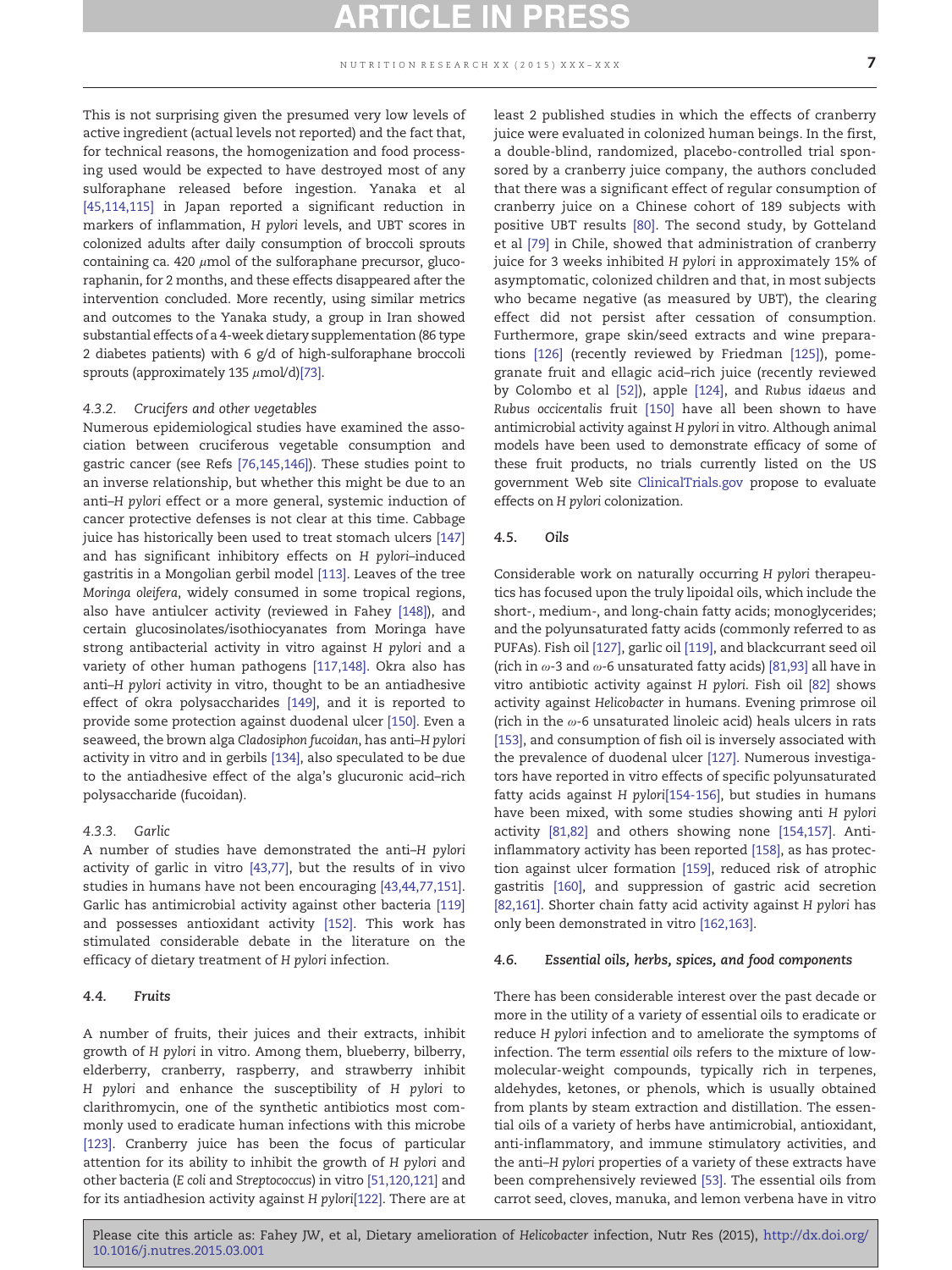This is not surprising given the presumed very low levels of active ingredient (actual levels not reported) and the fact that, for technical reasons, the homogenization and food processing used would be expected to have destroyed most of any sulforaphane released before ingestion. Yanaka et al [45,114,115] in Japan reported a significant reduction in markers of inflammation, *H pylori* levels, and UBT scores in colonized adults after daily consumption of broccoli sprouts containing ca. 420 $\mu$mol of the sulforaphane precursor, glucoraphanin, for 2 months, and these effects disappeared after the intervention concluded. More recently, using similar metrics and outcomes to the Yanaka study, a group in Iran showed substantial effects of a 4-week dietary supplementation (86 type 2 diabetes patients) with 6 g/d of high-sulforaphane broccoli sprouts (approximately 135 $\mu$mol/d)[73].

#### 4.3.2. Crucifers and other vegetables

Numerous epidemiological studies have examined the association between cruciferous vegetable consumption and gastric cancer (see Refs [76,145,146]). These studies point to an inverse relationship, but whether this might be due to an anti–*H pylori* effect or a more general, systemic induction of cancer protective defenses is not clear at this time. Cabbage juice has historically been used to treat stomach ulcers [147] and has significant inhibitory effects on *H pylori*–induced gastritis in a Mongolian gerbil model [113]. Leaves of the tree *Moringa oleifera*, widely consumed in some tropical regions, also have antiulcer activity (reviewed in Fahey [148]), and certain glucosinolates/isothiocyanates from Moringa have strong antibacterial activity in vitro against *H pylori* and a variety of other human pathogens [117,148]. Okra also has anti–*H pylori* activity in vitro, thought to be an antiadhesive effect of okra polysaccharides [149], and it is reported to provide some protection against duodenal ulcer [150]. Even a seaweed, the brown alga *Cladosiphon fucoidan*, has anti–*H pylori* activity in vitro and in gerbils [134], also speculated to be due to the antiadhesive effect of the alga's glucuronic acid–rich polysaccharide (fucoidan).

#### 4.3.3. Garlic

A number of studies have demonstrated the anti–*H pylori* activity of garlic in vitro [43,77], but the results of in vivo studies in humans have not been encouraging [43,44,77,151]. Garlic has antimicrobial activity against other bacteria [119] and possesses antioxidant activity [152]. This work has stimulated considerable debate in the literature on the efficacy of dietary treatment of *H pylori* infection.

### 4.4. Fruits

A number of fruits, their juices and their extracts, inhibit growth of *H pylori* in vitro. Among them, blueberry, bilberry, elderberry, cranberry, raspberry, and strawberry inhibit *H pylori* and enhance the susceptibility of *H pylori* to clarithromycin, one of the synthetic antibiotics most commonly used to eradicate human infections with this microbe [123]. Cranberry juice has been the focus of particular attention for its ability to inhibit the growth of *H pylori* and other bacteria (*E coli* and *Streptococcus*) in vitro [51,120,121] and for its antiadhesion activity against *H pylori*[122]. There are at least 2 published studies in which the effects of cranberry juice were evaluated in colonized human beings. In the first, a double-blind, randomized, placebo-controlled trial sponsored by a cranberry juice company, the authors concluded that there was a significant effect of regular consumption of cranberry juice on a Chinese cohort of 189 subjects with positive UBT results [80]. The second study, by Gotteland et al [79] in Chile, showed that administration of cranberry juice for 3 weeks inhibited *H pylori* in approximately 15% of asymptomatic, colonized children and that, in most subjects who became negative (as measured by UBT), the clearing effect did not persist after cessation of consumption. Furthermore, grape skin/seed extracts and wine preparations [126] (recently reviewed by Friedman [125]), pomegranate fruit and ellagic acid–rich juice (recently reviewed by Colombo et al [52]), apple [124], and *Rubus idaeus* and *Rubus occicentalis* fruit [150] have all been shown to have antimicrobial activity against *H pylori* in vitro. Although animal models have been used to demonstrate efficacy of some of these fruit products, no trials currently listed on the US government Web site ClinicalTrials.gov propose to evaluate effects on *H pylori* colonization.

### 4.5. Oils

Considerable work on naturally occurring *H pylori* therapeutics has focused upon the truly lipoidal oils, which include the short-, medium-, and long-chain fatty acids; monoglycerides; and the polyunsaturated fatty acids (commonly referred to as PUFAs). Fish oil [127], garlic oil [119], and blackcurrant seed oil (rich in $\omega$-3 and $\omega$-6 unsaturated fatty acids) [81,93] all have in vitro antibiotic activity against *H pylori*. Fish oil [82] shows activity against *Helicobacter* in humans. Evening primrose oil (rich in the $\omega$-6 unsaturated linoleic acid) heals ulcers in rats [153], and consumption of fish oil is inversely associated with the prevalence of duodenal ulcer [127]. Numerous investigators have reported in vitro effects of specific polyunsaturated fatty acids against *H pylori*[154-156], but studies in humans have been mixed, with some studies showing anti *H pylori* activity [81,82] and others showing none [154,157]. Anti-inflammatory activity has been reported [158], as has protection against ulcer formation [159], reduced risk of atrophic gastritis [160], and suppression of gastric acid secretion [82,161]. Shorter chain fatty acid activity against *H pylori* has only been demonstrated in vitro [162,163].

### 4.6. Essential oils, herbs, spices, and food components

There has been considerable interest over the past decade or more in the utility of a variety of essential oils to eradicate or reduce *H pylori* infection and to ameliorate the symptoms of infection. The term *essential oils* refers to the mixture of low-molecular-weight compounds, typically rich in terpenes, aldehydes, ketones, or phenols, which is usually obtained from plants by steam extraction and distillation. The essential oils of a variety of herbs have antimicrobial, antioxidant, anti-inflammatory, and immune stimulatory activities, and the anti–*H pylori* properties of a variety of these extracts have been comprehensively reviewed [53]. The essential oils from carrot seed, cloves, manuka, and lemon verbena have in vitro

Please cite this article as: Fahey JW, et al, Dietary amelioration of *Helicobacter* infection, Nutr Res (2015), http://dx.doi.org/10.1016/j.nutres.2015.03.001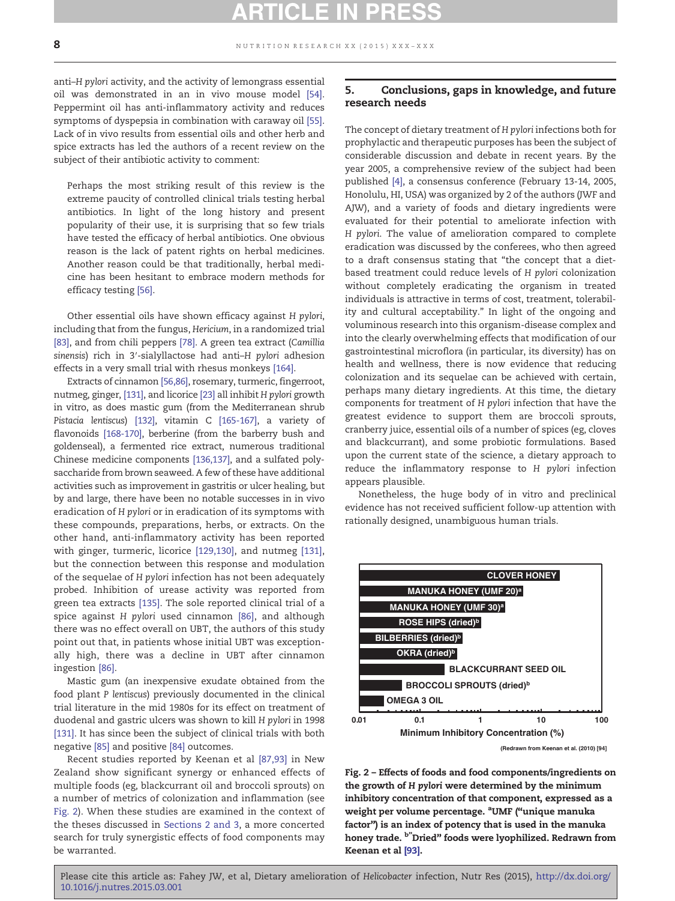anti–*H pylori* activity, and the activity of lemongrass essential oil was demonstrated in an in vivo mouse model [54]. Peppermint oil has anti-inflammatory activity and reduces symptoms of dyspepsia in combination with caraway oil [55]. Lack of in vivo results from essential oils and other herb and spice extracts has led the authors of a recent review on the subject of their antibiotic activity to comment:

> Perhaps the most striking result of this review is the extreme paucity of controlled clinical trials testing herbal antibiotics. In light of the long history and present popularity of their use, it is surprising that so few trials have tested the efficacy of herbal antibiotics. One obvious reason is the lack of patent rights on herbal medicines. Another reason could be that traditionally, herbal medicine has been hesitant to embrace modern methods for efficacy testing [56].

Other essential oils have shown efficacy against *H pylori*, including that from the fungus, *Hericium*, in a randomized trial [83], and from chili peppers [78]. A green tea extract (*Camillia sinensis*) rich in 3′-sialyllactose had anti–*H pylori* adhesion effects in a very small trial with rhesus monkeys [164].

Extracts of cinnamon [56,86], rosemary, turmeric, fingerroot, nutmeg, ginger, [131], and licorice [23] all inhibit *H pylori* growth in vitro, as does mastic gum (from the Mediterranean shrub *Pistacia lentiscus*) [132], vitamin C [165-167], a variety of flavonoids [168-170], berberine (from the barberry bush and goldenseal), a fermented rice extract, numerous traditional Chinese medicine components [136,137], and a sulfated polysaccharide from brown seaweed. A few of these have additional activities such as improvement in gastritis or ulcer healing, but by and large, there have been no notable successes in in vivo eradication of *H pylori* or in eradication of its symptoms with these compounds, preparations, herbs, or extracts. On the other hand, anti-inflammatory activity has been reported with ginger, turmeric, licorice [129,130], and nutmeg [131], but the connection between this response and modulation of the sequelae of *H pylori* infection has not been adequately probed. Inhibition of urease activity was reported from green tea extracts [135]. The sole reported clinical trial of a spice against *H pylori* used cinnamon [86], and although there was no effect overall on UBT, the authors of this study point out that, in patients whose initial UBT was exceptionally high, there was a decline in UBT after cinnamon ingestion [86].

Mastic gum (an inexpensive exudate obtained from the food plant *P lentiscus*) previously documented in the clinical trial literature in the mid 1980s for its effect on treatment of duodenal and gastric ulcers was shown to kill *H pylori* in 1998 [131]. It has since been the subject of clinical trials with both negative [85] and positive [84] outcomes.

Recent studies reported by Keenan et al [87,93] in New Zealand show significant synergy or enhanced effects of multiple foods (eg, blackcurrant oil and broccoli sprouts) on a number of metrics of colonization and inflammation (see Fig. 2). When these studies are examined in the context of the theses discussed in Sections 2 and 3, a more concerted search for truly synergistic effects of food components may be warranted.

## 5. Conclusions, gaps in knowledge, and future research needs

The concept of dietary treatment of *H pylori* infections both for prophylactic and therapeutic purposes has been the subject of considerable discussion and debate in recent years. By the year 2005, a comprehensive review of the subject had been published [4], a consensus conference (February 13-14, 2005, Honolulu, HI, USA) was organized by 2 of the authors (JWF and AJW), and a variety of foods and dietary ingredients were evaluated for their potential to ameliorate infection with *H pylori*. The value of amelioration compared to complete eradication was discussed by the conferees, who then agreed to a draft consensus stating that "the concept that a diet-based treatment could reduce levels of *H pylori* colonization without completely eradicating the organism in treated individuals is attractive in terms of cost, treatment, tolerability and cultural acceptability." In light of the ongoing and voluminous research into this organism-disease complex and into the clearly overwhelming effects that modification of our gastrointestinal microflora (in particular, its diversity) has on health and wellness, there is now evidence that reducing colonization and its sequelae can be achieved with certain, perhaps many dietary ingredients. At this time, the dietary components for treatment of *H pylori* infection that have the greatest evidence to support them are broccoli sprouts, cranberry juice, essential oils of a number of spices (eg, cloves and blackcurrant), and some probiotic formulations. Based upon the current state of the science, a dietary approach to reduce the inflammatory response to *H pylori* infection appears plausible.

Nonetheless, the huge body of in vitro and preclinical evidence has not received sufficient follow-up attention with rationally designed, unambiguous human trials.

**Fig. 2 – Effects of foods and food components/ingredients on the growth of *H pylori* were determined by the minimum inhibitory concentration of that component, expressed as a weight per volume percentage. [a]UMF ("unique manuka factor") is an index of potency that is used in the manuka honey trade. [b]"Dried" foods were lyophilized. Redrawn from Keenan et al [93].**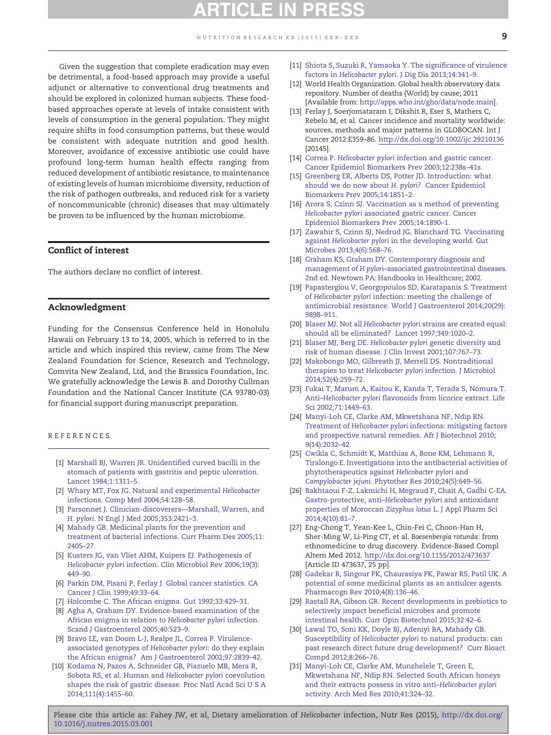Given the suggestion that complete eradication may even be detrimental, a food-based approach may provide a useful adjunct or alternative to conventional drug treatments and should be explored in colonized human subjects. These food-based approaches operate at levels of intake consistent with levels of consumption in the general population. They might require shifts in food consumption patterns, but these would be consistent with adequate nutrition and good health. Moreover, avoidance of excessive antibiotic use could have profound long-term human health effects ranging from reduced development of antibiotic resistance, to maintenance of existing levels of human microbiome diversity, reduction of the risk of pathogen outbreaks, and reduced risk for a variety of noncommunicable (chronic) diseases that may ultimately be proven to be influenced by the human microbiome.

## Conflict of interest

The authors declare no conflict of interest.

## Acknowledgment

Funding for the Consensus Conference held in Honolulu Hawaii on February 13 to 14, 2005, which is referred to in the article and which inspired this review, came from The New Zealand Foundation for Science, Research and Technology, Comvita New Zealand, Ltd, and the Brassica Foundation, Inc. We gratefully acknowledge the Lewis B. and Dorothy Cullman Foundation and the National Cancer Institute (CA 93780-03) for financial support during manuscript preparation.

## REFERENCES

[1] Marshall BJ, Warren JR. Unidentified curved bacilli in the stomach of patients with gastritis and peptic ulceration. Lancet 1984;1:1311–5.

[2] Whary MT, Fox JG. Natural and experimental *Helicobacter* infections. Comp Med 2004;54:128–58.

[3] Parsonnet J. Clinician-discoverers—Marshall, Warren, and *H. pylori*. N Engl J Med 2005;353:2421–3.

[4] Mahady GB. Medicinal plants for the prevention and treatment of bacterial infections. Curr Pharm Des 2005;11:2405–27.

[5] Kusters JG, van Vliet AHM, Kuipers EJ. Pathogenesis of *Helicobacter pylori* infection. Clin Microbiol Rev 2006;19(3):449–90.

[6] Parkin DM, Pisani P, Ferlay J. Global cancer statistics. CA Cancer J Clin 1999;49:33–64.

[7] Holcombe C. The African enigma. Gut 1992;33:429–31.

[8] Agha A, Graham DY. Evidence-based examination of the African enigma in relation to *Helicobacter pylori* infection. Scand J Gastroenterol 2005;40:523–9.

[9] Bravo LE, van Doom L-J, Realpe JL, Correa P. Virulence-associated genotypes of *Helicobacter pylori*: do they explain the African enigma? Am J Gastroenterol 2002;97:2839–42.

[10] Kodama N, Pazos A, Schneider GB, Piazuelo MB, Mera R, Sobota RS, et al. Human and *Helicobacter pylori* coevolution shapes the risk of gastric disease. Proc Natl Acad Sci U S A 2014;111(4):1455–60.

[11] Shiota S, Suzuki R, Yamaoka Y. The significance of virulence factors in *Helicobacter pylori*. J Dig Dis 2013;14:341–9.

[12] World Health Organization. Global health observatory data repository. Number of deaths (World) by cause; 2011 [Available from: http://apps.who.int/gho/data/node.main].

[13] Ferlay J, Soerjomataram I, Dikshit R, Eser S, Mathers C, Rebelo M, et al. Cancer incidence and mortality worldwide: sources, methods and major patterns in GLOBOCAN. Int J Cancer 2012:E359–86. http://dx.doi.org/10.1002/ijc.29210136 [20145].

[14] Correa P. *Helicobacter pylori* infection and gastric cancer. Cancer Epidemiol Biomarkers Prev 2003;12:238s–41s.

[15] Greenberg ER, Alberts DS, Potter JD. Introduction: what should we do now about *H. pylori*? Cancer Epidemiol Biomarkers Prev 2005;14:1851–2.

[16] Arora S, Czinn SJ. Vaccination as a method of preventing *Helicobacter pylori* associated gastric cancer. Cancer Epidemiol Biomarkers Prev 2005;14:1890–1.

[17] Zawahir S, Czinn SJ, Nedrud JG, Blanchard TG. Vaccinating against *Helicobacter pylori* in the developing world. Gut Microbes 2013;4(6):568–76.

[18] Graham KS, Graham DY. Contemporary diagnosis and management of *H pylori*–associated gastrointestinal diseases. 2nd ed. Newtown PA: Handbooks in Healthcare; 2002.

[19] Papastergiou V, Georgopoulos SD, Karatapanis S. Treatment of *Helicobacter pylori* infection: meeting the challenge of antimicrobial resistance. World J Gastroenterol 2014;20(29):9898–911.

[20] Blaser MJ. Not all *Helicobacter pylori* strains are created equal: should all be eliminated? Lancet 1997;349:1020–2.

[21] Blaser MJ, Berg DE. *Helicobacter pylori* genetic diversity and risk of human disease. J Clin Invest 2001;107:767–73.

[22] Makobongo MO, Gilbreath JJ, Merrell DS. Nontraditional therapies to treat *Helicobacter pylori* infection. J Microbiol 2014;52(4):259–72.

[23] Fukai T, Marum A, Kaitou K, Kanda T, Terada S, Nomura T. Anti–*Helicobacter pylori* flavonoids from licorice extract. Life Sci 2002;71:1449–63.

[24] Manyi-Loh CE, Clarke AM, Mkwetshana NF, Ndip RN. Treatment of *Helicobacter pylori* infections: mitigating factors and prospective natural remedies. Afr J Biotechnol 2010;9(14):2032–42.

[25] Cwikla C, Schmidt K, Matthias A, Bone KM, Lehmann R, Tiralongo E. Investigations into the antibacterial activities of phytotherapeutics against *Helicobacter pylori* and *Campylobacter jejuni*. Phytother Res 2010;24(5):649–56.

[26] Bakhtaoui F-Z, Lakmichi H, Megraud F, Chait A, Gadhi C-EA. Gastro-protective, anti–*Helicobacter pylori* and antioxidant properties of Moroccan *Zizyphus lotus* L. J Appl Pharm Sci 2014;4(10):81–7.

[27] Eng-Chong T, Yean-Kee L, Chin-Fei C, Choon-Han H, Sher-Ming W, Li-Ping CT, et al. *Boesenbergia rotunda*: from ethnomedicine to drug discovery. Evidence-Based Compl Altern Med 2012. http://dx.doi.org/10.1155/2012/473637 [Article ID 473637, 25 pp].

[28] Gadekar R, Singour PK, Chaurasiya PK, Pawar RS, Patil UK. A potential of some medicinal plants as an antiulcer agents. Pharmacogn Rev 2010;4(8):136–46.

[29] Rastall RA, Gibson GR. Recent developments in prebiotics to selectively impact beneficial microbes and promote intestinal health. Curr Opin Biotechnol 2015;32:42–6.

[30] Lawal TO, Soni KK, Doyle BJ, Adeniyi BA, Mahady GB. Susceptibility of *Helicobacter pylori* to natural products: can past research direct future drug development? Curr Bioact Compd 2012;8:266–76.

[31] Manyi-Loh CE, Clarke AM, Munzhelele T, Green E, Mkwetshana NF, Ndip RN. Selected South African honeys and their extracts possess in vitro anti–*Helicobacter pylori* activity. Arch Med Res 2010;41:324–32.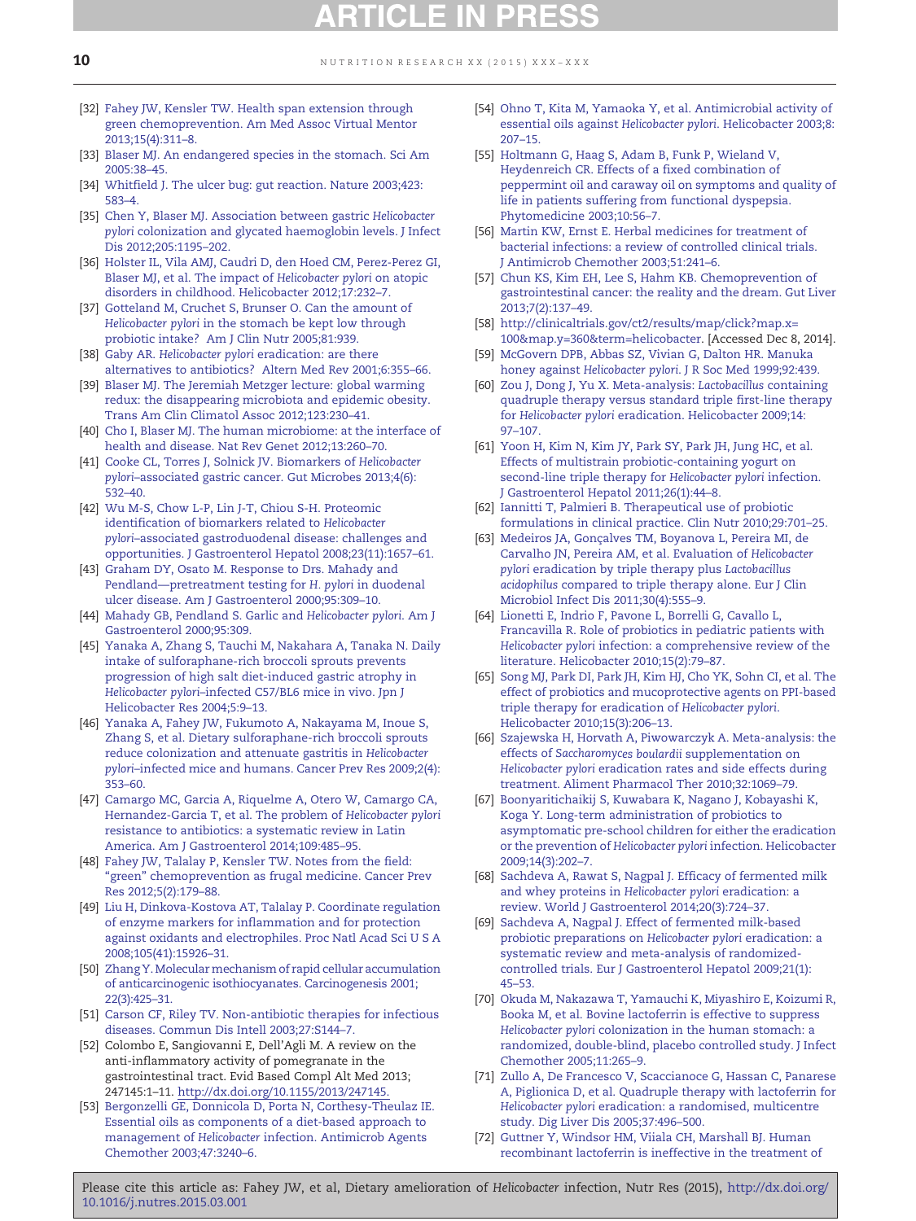[32] Fahey JW, Kensler TW. Health span extension through green chemoprevention. Am Med Assoc Virtual Mentor 2013;15(4):311–8.

[33] Blaser MJ. An endangered species in the stomach. Sci Am 2005:38–45.

[34] Whitfield J. The ulcer bug: gut reaction. Nature 2003;423:583–4.

[35] Chen Y, Blaser MJ. Association between gastric *Helicobacter pylori* colonization and glycated haemoglobin levels. J Infect Dis 2012;205:1195–202.

[36] Holster IL, Vila AMJ, Caudri D, den Hoed CM, Perez-Perez GI, Blaser MJ, et al. The impact of *Helicobacter pylori* on atopic disorders in childhood. Helicobacter 2012;17:232–7.

[37] Gotteland M, Cruchet S, Brunser O. Can the amount of *Helicobacter pylori* in the stomach be kept low through probiotic intake? Am J Clin Nutr 2005;81:939.

[38] Gaby AR. *Helicobacter pylori* eradication: are there alternatives to antibiotics? Altern Med Rev 2001;6:355–66.

[39] Blaser MJ. The Jeremiah Metzger lecture: global warming redux: the disappearing microbiota and epidemic obesity. Trans Am Clin Climatol Assoc 2012;123:230–41.

[40] Cho I, Blaser MJ. The human microbiome: at the interface of health and disease. Nat Rev Genet 2012;13:260–70.

[41] Cooke CL, Torres J, Solnick JV. Biomarkers of *Helicobacter pylori*–associated gastric cancer. Gut Microbes 2013;4(6):532–40.

[42] Wu M-S, Chow L-P, Lin J-T, Chiou S-H. Proteomic identification of biomarkers related to *Helicobacter pylori*–associated gastroduodenal disease: challenges and opportunities. J Gastroenterol Hepatol 2008;23(11):1657–61.

[43] Graham DY, Osato M. Response to Drs. Mahady and Pendland—pretreatment testing for *H. pylori* in duodenal ulcer disease. Am J Gastroenterol 2000;95:309–10.

[44] Mahady GB, Pendland S. Garlic and *Helicobacter pylori*. Am J Gastroenterol 2000;95:309.

[45] Yanaka A, Zhang S, Tauchi M, Nakahara A, Tanaka N. Daily intake of sulforaphane-rich broccoli sprouts prevents progression of high salt diet-induced gastric atrophy in *Helicobacter pylori*–infected C57/BL6 mice in vivo. Jpn J Helicobacter Res 2004;5:9–13.

[46] Yanaka A, Fahey JW, Fukumoto A, Nakayama M, Inoue S, Zhang S, et al. Dietary sulforaphane-rich broccoli sprouts reduce colonization and attenuate gastritis in *Helicobacter pylori*–infected mice and humans. Cancer Prev Res 2009;2(4):353–60.

[47] Camargo MC, Garcia A, Riquelme A, Otero W, Camargo CA, Hernandez-Garcia T, et al. The problem of *Helicobacter pylori* resistance to antibiotics: a systematic review in Latin America. Am J Gastroenterol 2014;109:485–95.

[48] Fahey JW, Talalay P, Kensler TW. Notes from the field: "green" chemoprevention as frugal medicine. Cancer Prev Res 2012;5(2):179–88.

[49] Liu H, Dinkova-Kostova AT, Talalay P. Coordinate regulation of enzyme markers for inflammation and for protection against oxidants and electrophiles. Proc Natl Acad Sci U S A 2008;105(41):15926–31.

[50] Zhang Y. Molecular mechanism of rapid cellular accumulation of anticarcinogenic isothiocyanates. Carcinogenesis 2001;22(3):425–31.

[51] Carson CF, Riley TV. Non-antibiotic therapies for infectious diseases. Commun Dis Intell 2003;27:S144–7.

[52] Colombo E, Sangiovanni E, Dell'Agli M. A review on the anti-inflammatory activity of pomegranate in the gastrointestinal tract. Evid Based Compl Alt Med 2013;247145:1–11. http://dx.doi.org/10.1155/2013/247145.

[53] Bergonzelli GE, Donnicola D, Porta N, Corthesy-Theulaz IE. Essential oils as components of a diet-based approach to management of *Helicobacter* infection. Antimicrob Agents Chemother 2003;47:3240–6.

[54] Ohno T, Kita M, Yamaoka Y, et al. Antimicrobial activity of essential oils against *Helicobacter pylori*. Helicobacter 2003;8:207–15.

[55] Holtmann G, Haag S, Adam B, Funk P, Wieland V, Heydenreich CR. Effects of a fixed combination of peppermint oil and caraway oil on symptoms and quality of life in patients suffering from functional dyspepsia. Phytomedicine 2003;10:56–7.

[56] Martin KW, Ernst E. Herbal medicines for treatment of bacterial infections: a review of controlled clinical trials. J Antimicrob Chemother 2003;51:241–6.

[57] Chun KS, Kim EH, Lee S, Hahm KB. Chemoprevention of gastrointestinal cancer: the reality and the dream. Gut Liver 2013;7(2):137–49.

[58] http://clinicaltrials.gov/ct2/results/map/click?map.x=100&map.y=360&term=helicobacter. [Accessed Dec 8, 2014].

[59] McGovern DPB, Abbas SZ, Vivian G, Dalton HR. Manuka honey against *Helicobacter pylori*. J R Soc Med 1999;92:439.

[60] Zou J, Dong J, Yu X. Meta-analysis: *Lactobacillus* containing quadruple therapy versus standard triple first-line therapy for *Helicobacter pylori* eradication. Helicobacter 2009;14:97–107.

[61] Yoon H, Kim N, Kim JY, Park SY, Park JH, Jung HC, et al. Effects of multistrain probiotic-containing yogurt on second-line triple therapy for *Helicobacter pylori* infection. J Gastroenterol Hepatol 2011;26(1):44–8.

[62] Iannitti T, Palmieri B. Therapeutical use of probiotic formulations in clinical practice. Clin Nutr 2010;29:701–25.

[63] Medeiros JA, Gonçalves TM, Boyanova L, Pereira MI, de Carvalho JN, Pereira AM, et al. Evaluation of *Helicobacter pylori* eradication by triple therapy plus *Lactobacillus acidophilus* compared to triple therapy alone. Eur J Clin Microbiol Infect Dis 2011;30(4):555–9.

[64] Lionetti E, Indrio F, Pavone L, Borrelli G, Cavallo L, Francavilla R. Role of probiotics in pediatric patients with *Helicobacter pylori* infection: a comprehensive review of the literature. Helicobacter 2010;15(2):79–87.

[65] Song MJ, Park DI, Park JH, Kim HJ, Cho YK, Sohn CI, et al. The effect of probiotics and mucoprotective agents on PPI-based triple therapy for eradication of *Helicobacter pylori*. Helicobacter 2010;15(3):206–13.

[66] Szajewska H, Horvath A, Piwowarczyk A. Meta-analysis: the effects of *Saccharomyces boulardii* supplementation on *Helicobacter pylori* eradication rates and side effects during treatment. Aliment Pharmacol Ther 2010;32:1069–79.

[67] Boonyaritichaikij S, Kuwabara K, Nagano J, Kobayashi K, Koga Y. Long-term administration of probiotics to asymptomatic pre-school children for either the eradication or the prevention of *Helicobacter pylori* infection. Helicobacter 2009;14(3):202–7.

[68] Sachdeva A, Rawat S, Nagpal J. Efficacy of fermented milk and whey proteins in *Helicobacter pylori* eradication: a review. World J Gastroenterol 2014;20(3):724–37.

[69] Sachdeva A, Nagpal J. Effect of fermented milk-based probiotic preparations on *Helicobacter pylori* eradication: a systematic review and meta-analysis of randomized-controlled trials. Eur J Gastroenterol Hepatol 2009;21(1):45–53.

[70] Okuda M, Nakazawa T, Yamauchi K, Miyashiro E, Koizumi R, Booka M, et al. Bovine lactoferrin is effective to suppress *Helicobacter pylori* colonization in the human stomach: a randomized, double-blind, placebo controlled study. J Infect Chemother 2005;11:265–9.

[71] Zullo A, De Francesco V, Scaccianoce G, Hassan C, Panarese A, Piglionica D, et al. Quadruple therapy with lactoferrin for *Helicobacter pylori* eradication: a randomised, multicentre study. Dig Liver Dis 2005;37:496–500.

[72] Guttner Y, Windsor HM, Viiala CH, Marshall BJ. Human recombinant lactoferrin is ineffective in the treatment of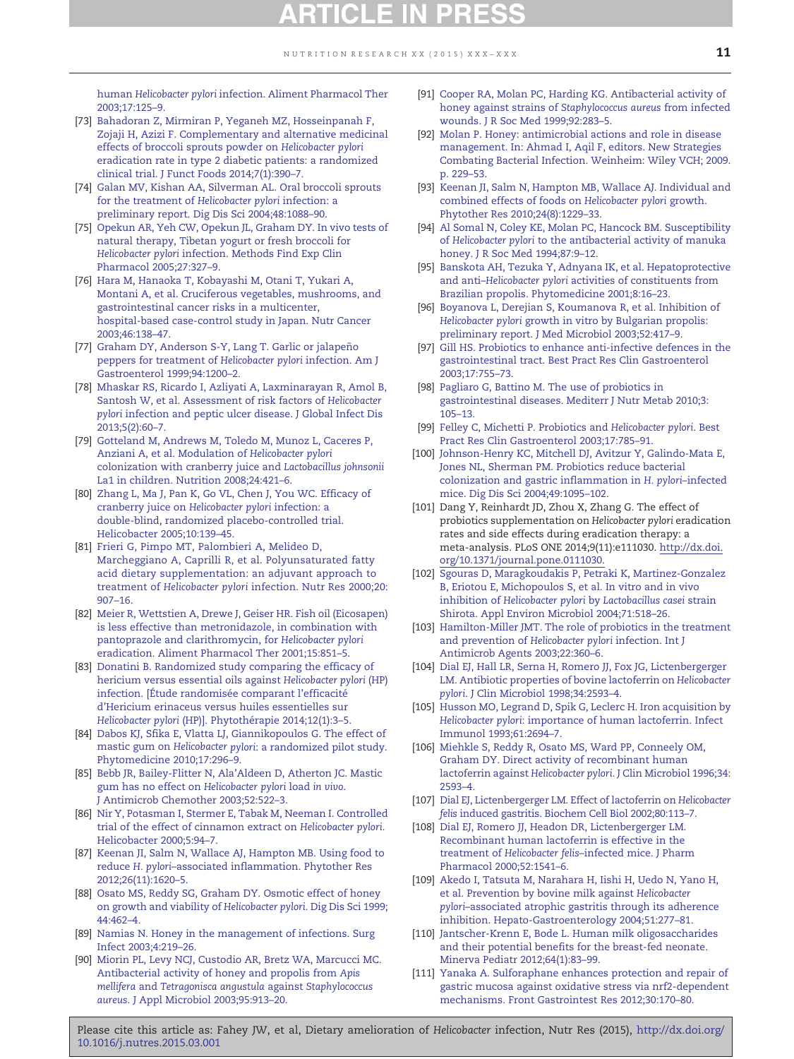human *Helicobacter pylori* infection. Aliment Pharmacol Ther 2003;17:125–9.

[73] Bahadoran Z, Mirmiran P, Yeganeh MZ, Hosseinpanah F, Zojaji H, Azizi F. Complementary and alternative medicinal effects of broccoli sprouts powder on *Helicobacter pylori* eradication rate in type 2 diabetic patients: a randomized clinical trial. J Funct Foods 2014;7(1):390–7.

[74] Galan MV, Kishan AA, Silverman AL. Oral broccoli sprouts for the treatment of *Helicobacter pylori* infection: a preliminary report. Dig Dis Sci 2004;48:1088–90.

[75] Opekun AR, Yeh CW, Opekun JL, Graham DY. In vivo tests of natural therapy, Tibetan yogurt or fresh broccoli for *Helicobacter pylori* infection. Methods Find Exp Clin Pharmacol 2005;27:327–9.

[76] Hara M, Hanaoka T, Kobayashi M, Otani T, Yukari A, Montani A, et al. Cruciferous vegetables, mushrooms, and gastrointestinal cancer risks in a multicenter, hospital-based case-control study in Japan. Nutr Cancer 2003;46:138–47.

[77] Graham DY, Anderson S-Y, Lang T. Garlic or jalapeño peppers for treatment of *Helicobacter pylori* infection. Am J Gastroenterol 1999;94:1200–2.

[78] Mhaskar RS, Ricardo I, Azliyati A, Laxminarayan R, Amol B, Santosh W, et al. Assessment of risk factors of *Helicobacter pylori* infection and peptic ulcer disease. J Global Infect Dis 2013;5(2):60–7.

[79] Gotteland M, Andrews M, Toledo M, Munoz L, Caceres P, Anziani A, et al. Modulation of *Helicobacter pylori* colonization with cranberry juice and *Lactobacillus johnsonii* La1 in children. Nutrition 2008;24:421–6.

[80] Zhang L, Ma J, Pan K, Go VL, Chen J, You WC. Efficacy of cranberry juice on *Helicobacter pylori* infection: a double-blind, randomized placebo-controlled trial. Helicobacter 2005;10:139–45.

[81] Frieri G, Pimpo MT, Palombieri A, Melideo D, Marcheggiano A, Caprilli R, et al. Polyunsaturated fatty acid dietary supplementation: an adjuvant approach to treatment of *Helicobacter pylori* infection. Nutr Res 2000;20:907–16.

[82] Meier R, Wettstien A, Drewe J, Geiser HR. Fish oil (Eicosapen) is less effective than metronidazole, in combination with pantoprazole and clarithromycin, for *Helicobacter pylori* eradication. Aliment Pharmacol Ther 2001;15:851–5.

[83] Donatini B. Randomized study comparing the efficacy of hericium versus essential oils against *Helicobacter pylori* (HP) infection. [Étude randomisée comparant l'efficacité d'Hericium erinaceus versus huiles essentielles sur *Helicobacter pylori* (HP)]. Phytothérapie 2014;12(1):3–5.

[84] Dabos KJ, Sfika E, Vlatta LJ, Giannikopoulos G. The effect of mastic gum on *Helicobacter pylori*: a randomized pilot study. Phytomedicine 2010;17:296–9.

[85] Bebb JR, Bailey-Flitter N, Ala'Aldeen D, Atherton JC. Mastic gum has no effect on *Helicobacter pylori* load *in vivo*. J Antimicrob Chemother 2003;52:522–3.

[86] Nir Y, Potasman I, Stermer E, Tabak M, Neeman I. Controlled trial of the effect of cinnamon extract on *Helicobacter pylori*. Helicobacter 2000;5:94–7.

[87] Keenan JI, Salm N, Wallace AJ, Hampton MB. Using food to reduce *H. pylori*–associated inflammation. Phytother Res 2012;26(11):1620–5.

[88] Osato MS, Reddy SG, Graham DY. Osmotic effect of honey on growth and viability of *Helicobacter pylori*. Dig Dis Sci 1999;44:462–4.

[89] Namias N. Honey in the management of infections. Surg Infect 2003;4:219–26.

[90] Miorin PL, Levy NCJ, Custodio AR, Bretz WA, Marcucci MC. Antibacterial activity of honey and propolis from *Apis mellifera* and *Tetragonisca angustula* against *Staphylococcus aureus*. J Appl Microbiol 2003;95:913–20.

[91] Cooper RA, Molan PC, Harding KG. Antibacterial activity of honey against strains of *Staphylococcus aureus* from infected wounds. J R Soc Med 1999;92:283–5.

[92] Molan P. Honey: antimicrobial actions and role in disease management. In: Ahmad I, Aqil F, editors. New Strategies Combating Bacterial Infection. Weinheim: Wiley VCH; 2009. p. 229–53.

[93] Keenan JI, Salm N, Hampton MB, Wallace AJ. Individual and combined effects of foods on *Helicobacter pylori* growth. Phytother Res 2010;24(8):1229–33.

[94] Al Somal N, Coley KE, Molan PC, Hancock BM. Susceptibility of *Helicobacter pylori* to the antibacterial activity of manuka honey. J R Soc Med 1994;87:9–12.

[95] Banskota AH, Tezuka Y, Adnyana IK, et al. Hepatoprotective and anti–*Helicobacter pylori* activities of constituents from Brazilian propolis. Phytomedicine 2001;8:16–23.

[96] Boyanova L, Derejian S, Koumanova R, et al. Inhibition of *Helicobacter pylori* growth in vitro by Bulgarian propolis: preliminary report. J Med Microbiol 2003;52:417–9.

[97] Gill HS. Probiotics to enhance anti-infective defences in the gastrointestinal tract. Best Pract Res Clin Gastroenterol 2003;17:755–73.

[98] Pagliaro G, Battino M. The use of probiotics in gastrointestinal diseases. Mediterr J Nutr Metab 2010;3:105–13.

[99] Felley C, Michetti P. Probiotics and *Helicobacter pylori*. Best Pract Res Clin Gastroenterol 2003;17:785–91.

[100] Johnson-Henry KC, Mitchell DJ, Avitzur Y, Galindo-Mata E, Jones NL, Sherman PM. Probiotics reduce bacterial colonization and gastric inflammation in *H. pylori*–infected mice. Dig Dis Sci 2004;49:1095–102.

[101] Dang Y, Reinhardt JD, Zhou X, Zhang G. The effect of probiotics supplementation on *Helicobacter pylori* eradication rates and side effects during eradication therapy: a meta-analysis. PLoS ONE 2014;9(11):e111030. http://dx.doi.org/10.1371/journal.pone.0111030.

[102] Sgouras D, Maragkoudakis P, Petraki K, Martinez-Gonzalez B, Eriotou E, Michopoulos S, et al. In vitro and in vivo inhibition of *Helicobacter pylori* by *Lactobacillus casei* strain Shirota. Appl Environ Microbiol 2004;71:518–26.

[103] Hamilton-Miller JMT. The role of probiotics in the treatment and prevention of *Helicobacter pylori* infection. Int J Antimicrob Agents 2003;22:360–6.

[104] Dial EJ, Hall LR, Serna H, Romero JJ, Fox JG, Lictenbergerger LM. Antibiotic properties of bovine lactoferrin on *Helicobacter pylori*. J Clin Microbiol 1998;34:2593–4.

[105] Husson MO, Legrand D, Spik G, Leclerc H. Iron acquisition by *Helicobacter pylori*: importance of human lactoferrin. Infect Immunol 1993;61:2694–7.

[106] Miehkle S, Reddy R, Osato MS, Ward PP, Conneely OM, Graham DY. Direct activity of recombinant human lactoferrin against *Helicobacter pylori*. J Clin Microbiol 1996;34:2593–4.

[107] Dial EJ, Lictenbergerger LM. Effect of lactoferrin on *Helicobacter felis* induced gastritis. Biochem Cell Biol 2002;80:113–7.

[108] Dial EJ, Romero JJ, Headon DR, Lictenbergerger LM. Recombinant human lactoferrin is effective in the treatment of *Helicobacter felis*–infected mice. J Pharm Pharmacol 2000;52:1541–6.

[109] Akedo I, Tatsuta M, Narahara H, Iishi H, Uedo N, Yano H, et al. Prevention by bovine milk against *Helicobacter pylori*–associated atrophic gastritis through its adherence inhibition. Hepato-Gastroenterology 2004;51:277–81.

[110] Jantscher-Krenn E, Bode L. Human milk oligosaccharides and their potential benefits for the breast-fed neonate. Minerva Pediatr 2012;64(1):83–99.

[111] Yanaka A. Sulforaphane enhances protection and repair of gastric mucosa against oxidative stress via nrf2-dependent mechanisms. Front Gastrointest Res 2012;30:170–80.

Please cite this article as: Fahey JW, et al, Dietary amelioration of *Helicobacter* infection, Nutr Res (2015), http://dx.doi.org/10.1016/j.nutres.2015.03.001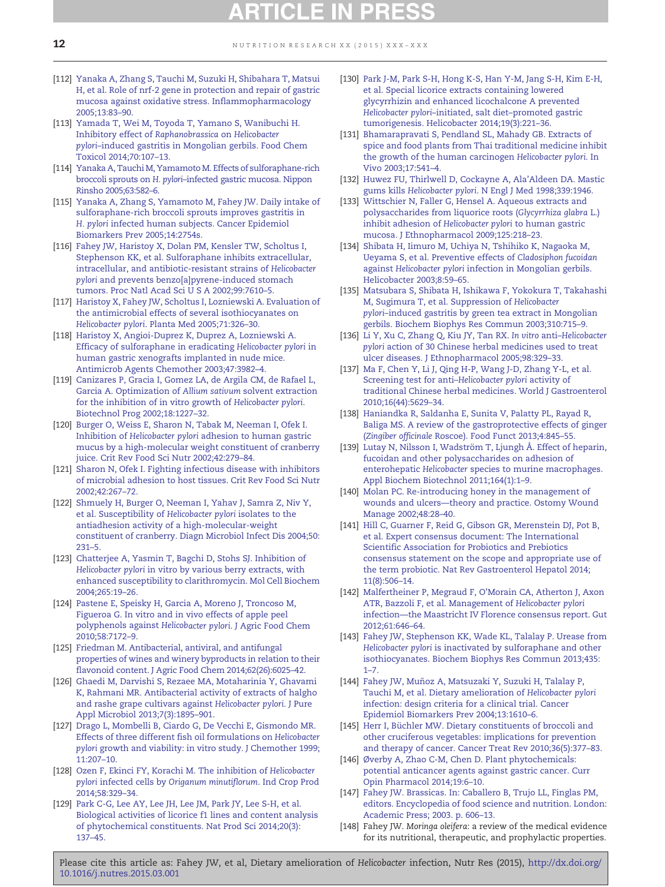[112] Yanaka A, Zhang S, Tauchi M, Suzuki H, Shibahara T, Matsui H, et al. Role of nrf-2 gene in protection and repair of gastric mucosa against oxidative stress. Inflammopharmacology 2005;13:83–90.

[113] Yamada T, Wei M, Toyoda T, Yamano S, Wanibuchi H. Inhibitory effect of *Raphanobrassica* on *Helicobacter pylori*–induced gastritis in Mongolian gerbils. Food Chem Toxicol 2014;70:107–13.

[114] Yanaka A, Tauchi M, Yamamoto M. Effects of sulforaphane-rich broccoli sprouts on *H. pylori*–infected gastric mucosa. Nippon Rinsho 2005;63:582–6.

[115] Yanaka A, Zhang S, Yamamoto M, Fahey JW. Daily intake of sulforaphane-rich broccoli sprouts improves gastritis in *H. pylori* infected human subjects. Cancer Epidemiol Biomarkers Prev 2005;14:2754s.

[116] Fahey JW, Haristoy X, Dolan PM, Kensler TW, Scholtus I, Stephenson KK, et al. Sulforaphane inhibits extracellular, intracellular, and antibiotic-resistant strains of *Helicobacter pylori* and prevents benzo[a]pyrene-induced stomach tumors. Proc Natl Acad Sci U S A 2002;99:7610–5.

[117] Haristoy X, Fahey JW, Scholtus I, Lozniewski A. Evaluation of the antimicrobial effects of several isothiocyanates on *Helicobacter pylori*. Planta Med 2005;71:326–30.

[118] Haristoy X, Angioi-Duprez K, Duprez A, Lozniewski A. Efficacy of sulforaphane in eradicating *Helicobacter pylori* in human gastric xenografts implanted in nude mice. Antimicrob Agents Chemother 2003;47:3982–4.

[119] Canizares P, Gracia I, Gomez LA, de Argila CM, de Rafael L, Garcia A. Optimization of *Allium sativum* solvent extraction for the inhibition of in vitro growth of *Helicobacter pylori*. Biotechnol Prog 2002;18:1227–32.

[120] Burger O, Weiss E, Sharon N, Tabak M, Neeman I, Ofek I. Inhibition of *Helicobacter pylori* adhesion to human gastric mucus by a high-molecular weight constituent of cranberry juice. Crit Rev Food Sci Nutr 2002;42:279–84.

[121] Sharon N, Ofek I. Fighting infectious disease with inhibitors of microbial adhesion to host tissues. Crit Rev Food Sci Nutr 2002;42:267–72.

[122] Shmuely H, Burger O, Neeman I, Yahav J, Samra Z, Niv Y, et al. Susceptibility of *Helicobacter pylori* isolates to the antiadhesion activity of a high-molecular-weight constituent of cranberry. Diagn Microbiol Infect Dis 2004;50:231–5.

[123] Chatterjee A, Yasmin T, Bagchi D, Stohs SJ. Inhibition of *Helicobacter pylori* in vitro by various berry extracts, with enhanced susceptibility to clarithromycin. Mol Cell Biochem 2004;265:19–26.

[124] Pastene E, Speisky H, Garcia A, Moreno J, Troncoso M, Figueroa G. In vitro and in vivo effects of apple peel polyphenols against *Helicobacter pylori*. J Agric Food Chem 2010;58:7172–9.

[125] Friedman M. Antibacterial, antiviral, and antifungal properties of wines and winery byproducts in relation to their flavonoid content. J Agric Food Chem 2014;62(26):6025–42.

[126] Ghaedi M, Darvishi S, Rezaee MA, Motaharinia Y, Ghavami K, Rahmani MR. Antibacterial activity of extracts of halgho and rashe grape cultivars against *Helicobacter pylori*. J Pure Appl Microbiol 2013;7(3):1895–901.

[127] Drago L, Mombelli B, Ciardo G, De Vecchi E, Gismondo MR. Effects of three different fish oil formulations on *Helicobacter pylori* growth and viability: in vitro study. J Chemother 1999;11:207–10.

[128] Ozen F, Ekinci FY, Korachi M. The inhibition of *Helicobacter pylori* infected cells by *Origanum minutiflorum*. Ind Crop Prod 2014;58:329–34.

[129] Park C-G, Lee AY, Lee JH, Lee JM, Park JY, Lee S-H, et al. Biological activities of licorice f1 lines and content analysis of phytochemical constituents. Nat Prod Sci 2014;20(3):137–45.

[130] Park J-M, Park S-H, Hong K-S, Han Y-M, Jang S-H, Kim E-H, et al. Special licorice extracts containing lowered glycyrrhizin and enhanced licochalcone A prevented *Helicobacter pylori*–initiated, salt diet–promoted gastric tumorigenesis. Helicobacter 2014;19(3):221–36.

[131] Bhamarapravati S, Pendland SL, Mahady GB. Extracts of spice and food plants from Thai traditional medicine inhibit the growth of the human carcinogen *Helicobacter pylori*. In Vivo 2003;17:541–4.

[132] Huwez FU, Thirlwell D, Cockayne A, Ala'Aldeen DA. Mastic gums kills *Helicobacter pylori*. N Engl J Med 1998;339:1946.

[133] Wittschier N, Faller G, Hensel A. Aqueous extracts and polysaccharides from liquorice roots (*Glycyrrhiza glabra* L.) inhibit adhesion of *Helicobacter pylori* to human gastric mucosa. J Ethnopharmacol 2009;125:218–23.

[134] Shibata H, Iimuro M, Uchiya N, Tshihiko K, Nagaoka M, Ueyama S, et al. Preventive effects of *Cladosiphon fucoidan* against *Helicobacter pylori* infection in Mongolian gerbils. Helicobacter 2003;8:59–65.

[135] Matsubara S, Shibata H, Ishikawa F, Yokokura T, Takahashi M, Sugimura T, et al. Suppression of *Helicobacter pylori*–induced gastritis by green tea extract in Mongolian gerbils. Biochem Biophys Res Commun 2003;310:715–9.

[136] Li Y, Xu C, Zhang Q, Kiu JY, Tan RX. *In vitro* anti–*Helicobacter pylori* action of 30 Chinese herbal medicines used to treat ulcer diseases. J Ethnopharmacol 2005;98:329–33.

[137] Ma F, Chen Y, Li J, Qing H-P, Wang J-D, Zhang Y-L, et al. Screening test for anti–*Helicobacter pylori* activity of traditional Chinese herbal medicines. World J Gastroenterol 2010;16(44):5629–34.

[138] Haniandka R, Saldanha E, Sunita V, Palatty PL, Rayad R, Baliga MS. A review of the gastroprotective effects of ginger (*Zingiber officinale* Roscoe). Food Funct 2013;4:845–55.

[139] Lutay N, Nilsson I, Wadström T, Ljungh Å. Effect of heparin, fucoidan and other polysaccharides on adhesion of enterohepatic *Helicobacter* species to murine macrophages. Appl Biochem Biotechnol 2011;164(1):1–9.

[140] Molan PC. Re-introducing honey in the management of wounds and ulcers—theory and practice. Ostomy Wound Manage 2002;48:28–40.

[141] Hill C, Guarner F, Reid G, Gibson GR, Merenstein DJ, Pot B, et al. Expert consensus document: The International Scientific Association for Probiotics and Prebiotics consensus statement on the scope and appropriate use of the term probiotic. Nat Rev Gastroenterol Hepatol 2014;11(8):506–14.

[142] Malfertheiner P, Megraud F, O'Morain CA, Atherton J, Axon ATR, Bazzoli F, et al. Management of *Helicobacter pylori* infection—the Maastricht IV Florence consensus report. Gut 2012;61:646–64.

[143] Fahey JW, Stephenson KK, Wade KL, Talalay P. Urease from *Helicobacter pylori* is inactivated by sulforaphane and other isothiocyanates. Biochem Biophys Res Commun 2013;435:1–7.

[144] Fahey JW, Muñoz A, Matsuzaki Y, Suzuki H, Talalay P, Tauchi M, et al. Dietary amelioration of *Helicobacter pylori* infection: design criteria for a clinical trial. Cancer Epidemiol Biomarkers Prev 2004;13:1610–6.

[145] Herr I, Büchler MW. Dietary constituents of broccoli and other cruciferous vegetables: implications for prevention and therapy of cancer. Cancer Treat Rev 2010;36(5):377–83.

[146] Øverby A, Zhao C-M, Chen D. Plant phytochemicals: potential anticancer agents against gastric cancer. Curr Opin Pharmacol 2014;19:6–10.

[147] Fahey JW. Brassicas. In: Caballero B, Trujo LL, Finglas PM, editors. Encyclopedia of food science and nutrition. London: Academic Press; 2003. p. 606–13.

[148] Fahey JW. *Moringa oleifera*: a review of the medical evidence for its nutritional, therapeutic, and prophylactic properties.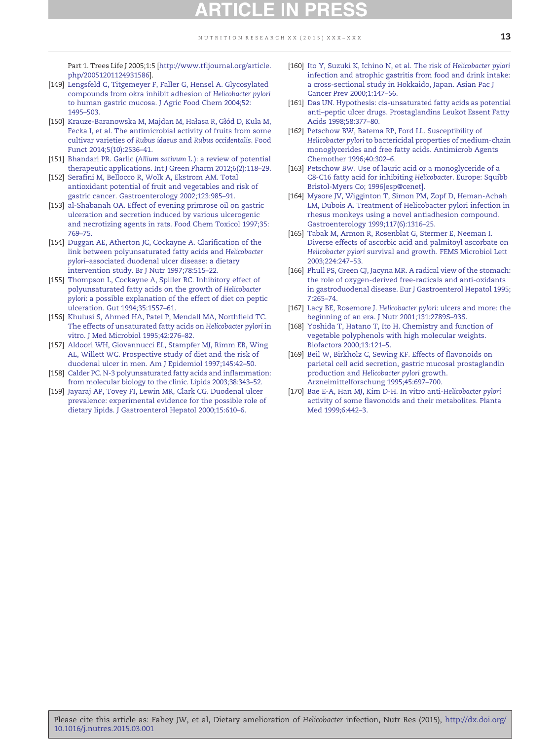Part 1. Trees Life J 2005;1:5 [http://www.tfljournal.org/article.php/20051201124931586].

[149] Lengsfeld C, Titgemeyer F, Faller G, Hensel A. Glycosylated compounds from okra inhibit adhesion of *Helicobacter pylori* to human gastric mucosa. J Agric Food Chem 2004;52:1495–503.

[150] Krauze-Baranowska M, Majdan M, Hałasa R, Głód D, Kula M, Fecka I, et al. The antimicrobial activity of fruits from some cultivar varieties of *Rubus idaeus* and *Rubus occidentalis*. Food Funct 2014;5(10):2536–41.

[151] Bhandari PR. Garlic (*Allium sativum* L.): a review of potential therapeutic applications. Int J Green Pharm 2012;6(2):118–29.

[152] Serafini M, Bellocco R, Wolk A, Ekstrom AM. Total antioxidant potential of fruit and vegetables and risk of gastric cancer. Gastroenterology 2002;123:985–91.

[153] al-Shabanah OA. Effect of evening primrose oil on gastric ulceration and secretion induced by various ulcerogenic and necrotizing agents in rats. Food Chem Toxicol 1997;35:769–75.

[154] Duggan AE, Atherton JC, Cockayne A. Clarification of the link between polyunsaturated fatty acids and *Helicobacter pylori*–associated duodenal ulcer disease: a dietary intervention study. Br J Nutr 1997;78:515–22.

[155] Thompson L, Cockayne A, Spiller RC. Inhibitory effect of polyunsaturated fatty acids on the growth of *Helicobacter pylori*: a possible explanation of the effect of diet on peptic ulceration. Gut 1994;35:1557–61.

[156] Khulusi S, Ahmed HA, Patel P, Mendall MA, Northfield TC. The effects of unsaturated fatty acids on *Helicobacter pylori* in vitro. J Med Microbiol 1995;42:276–82.

[157] Aldoori WH, Giovannucci EL, Stampfer MJ, Rimm EB, Wing AL, Willett WC. Prospective study of diet and the risk of duodenal ulcer in men. Am J Epidemiol 1997;145:42–50.

[158] Calder PC. N-3 polyunsaturated fatty acids and inflammation: from molecular biology to the clinic. Lipids 2003;38:343–52.

[159] Jayaraj AP, Tovey FI, Lewin MR, Clark CG. Duodenal ulcer prevalence: experimental evidence for the possible role of dietary lipids. J Gastroenterol Hepatol 2000;15:610–6.

[160] Ito Y, Suzuki K, Ichino N, et al. The risk of *Helicobacter pylori* infection and atrophic gastritis from food and drink intake: a cross-sectional study in Hokkaido, Japan. Asian Pac J Cancer Prev 2000;1:147–56.

[161] Das UN. Hypothesis: cis-unsaturated fatty acids as potential anti–peptic ulcer drugs. Prostaglandins Leukot Essent Fatty Acids 1998;58:377–80.

[162] Petschow BW, Batema RP, Ford LL. Susceptibility of *Helicobacter pylori* to bactericidal properties of medium-chain monoglycerides and free fatty acids. Antimicrob Agents Chemother 1996;40:302–6.

[163] Petschow BW. Use of lauric acid or a monoglyceride of a C8-C16 fatty acid for inhibiting *Helicobacter*. Europe: Squibb Bristol-Myers Co; 1996[esp@cenet].

[164] Mysore JV, Wigginton T, Simon PM, Zopf D, Heman-Achah LM, Dubois A. Treatment of Helicobacter pylori infection in rhesus monkeys using a novel antiadhesion compound. Gastroenterology 1999;117(6):1316–25.

[165] Tabak M, Armon R, Rosenblat G, Stermer E, Neeman I. Diverse effects of ascorbic acid and palmitoyl ascorbate on *Helicobacter pylori* survival and growth. FEMS Microbiol Lett 2003;224:247–53.

[166] Phull PS, Green CJ, Jacyna MR. A radical view of the stomach: the role of oxygen-derived free-radicals and anti-oxidants in gastroduodenal disease. Eur J Gastroenterol Hepatol 1995;7:265–74.

[167] Lacy BE, Rosemore J. *Helicobacter pylori*: ulcers and more: the beginning of an era. J Nutr 2001;131:2789S–93S.

[168] Yoshida T, Hatano T, Ito H. Chemistry and function of vegetable polyphenols with high molecular weights. Biofactors 2000;13:121–5.

[169] Beil W, Birkholz C, Sewing KF. Effects of flavonoids on parietal cell acid secretion, gastric mucosal prostaglandin production and *Helicobacter pylori* growth. Arzneimittelforschung 1995;45:697–700.

[170] Bae E-A, Han MJ, Kim D-H. In vitro anti-*Helicobacter pylori* activity of some flavonoids and their metabolites. Planta Med 1999;6:442–3.